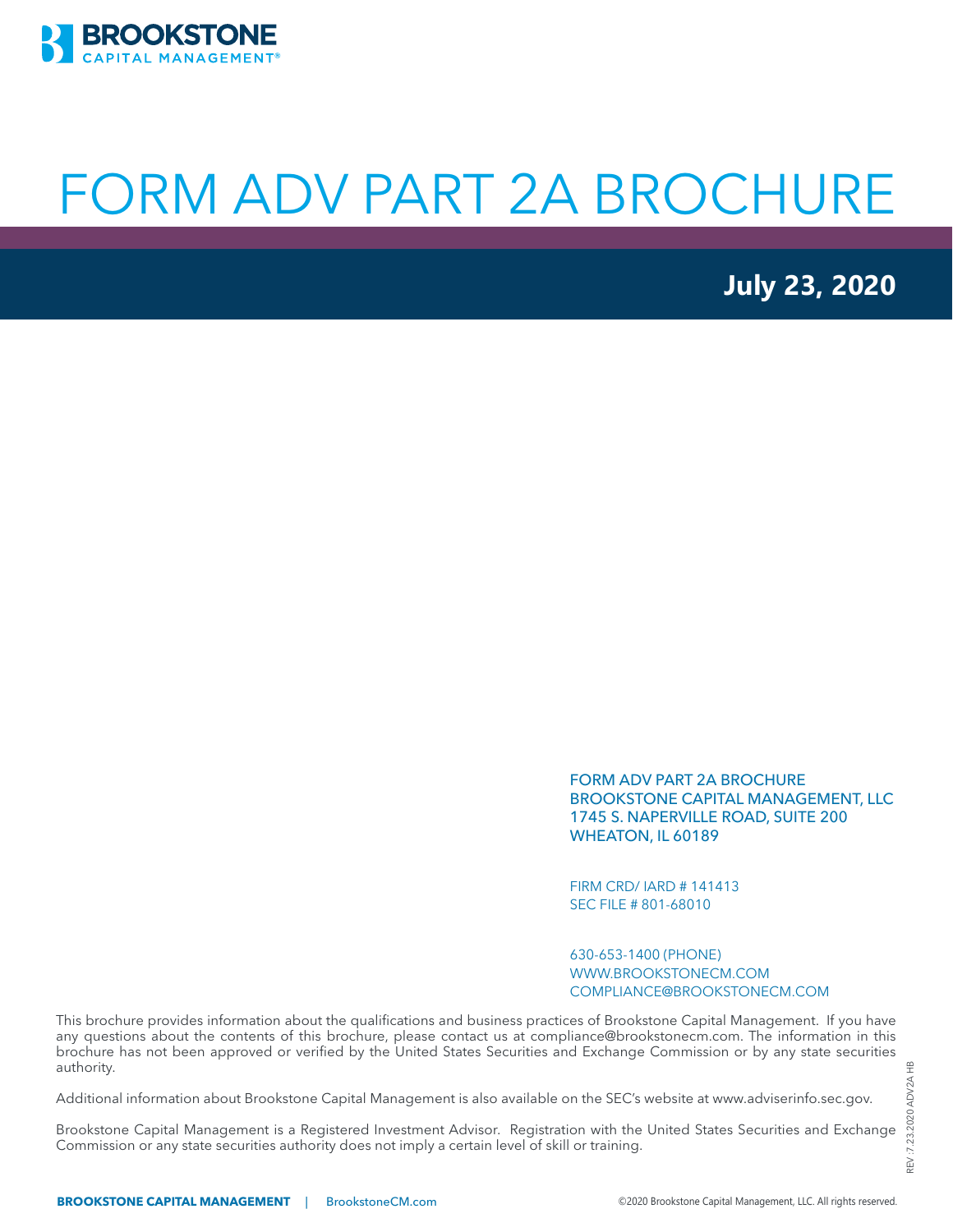BROOKSTONE CAPITAL MANAGEMENT®

# FORM ADV PART 2A BROCHURE

**July 23, 2020**

FORM ADV PART 2A BROCHURE
BROOKSTONE CAPITAL MANAGEMENT, LLC
1745 S. NAPERVILLE ROAD, SUITE 200
WHEATON, IL 60189

FIRM CRD/ IARD # 141413
SEC FILE # 801-68010

630-653-1400 (PHONE)
WWW.BROOKSTONECM.COM
COMPLIANCE@BROOKSTONECM.COM

This brochure provides information about the qualifications and business practices of Brookstone Capital Management. If you have any questions about the contents of this brochure, please contact us at compliance@brookstonecm.com. The information in this brochure has not been approved or verified by the United States Securities and Exchange Commission or by any state securities authority.

Additional information about Brookstone Capital Management is also available on the SEC's website at www.adviserinfo.sec.gov.

Brookstone Capital Management is a Registered Investment Advisor. Registration with the United States Securities and Exchange Commission or any state securities authority does not imply a certain level of skill or training.

REV .7.23.2020 ADV2A HB

**BROOKSTONE CAPITAL MANAGEMENT** | BrookstoneCM.com

©2020 Brookstone Capital Management, LLC. All rights reserved.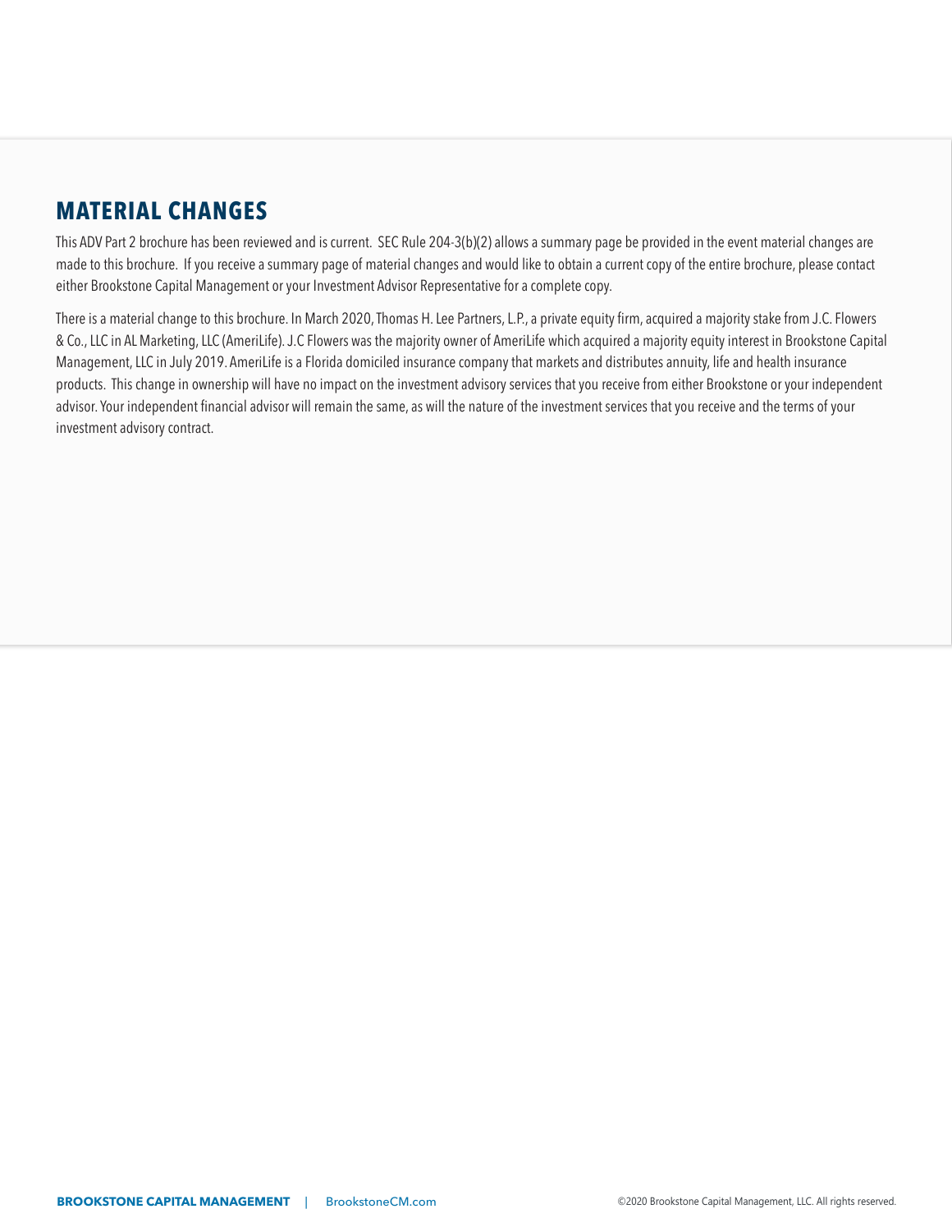## MATERIAL CHANGES

This ADV Part 2 brochure has been reviewed and is current. SEC Rule 204-3(b)(2) allows a summary page be provided in the event material changes are made to this brochure. If you receive a summary page of material changes and would like to obtain a current copy of the entire brochure, please contact either Brookstone Capital Management or your Investment Advisor Representative for a complete copy.

There is a material change to this brochure. In March 2020, Thomas H. Lee Partners, L.P., a private equity firm, acquired a majority stake from J.C. Flowers & Co., LLC in AL Marketing, LLC (AmeriLife). J.C Flowers was the majority owner of AmeriLife which acquired a majority equity interest in Brookstone Capital Management, LLC in July 2019. AmeriLife is a Florida domiciled insurance company that markets and distributes annuity, life and health insurance products. This change in ownership will have no impact on the investment advisory services that you receive from either Brookstone or your independent advisor. Your independent financial advisor will remain the same, as will the nature of the investment services that you receive and the terms of your investment advisory contract.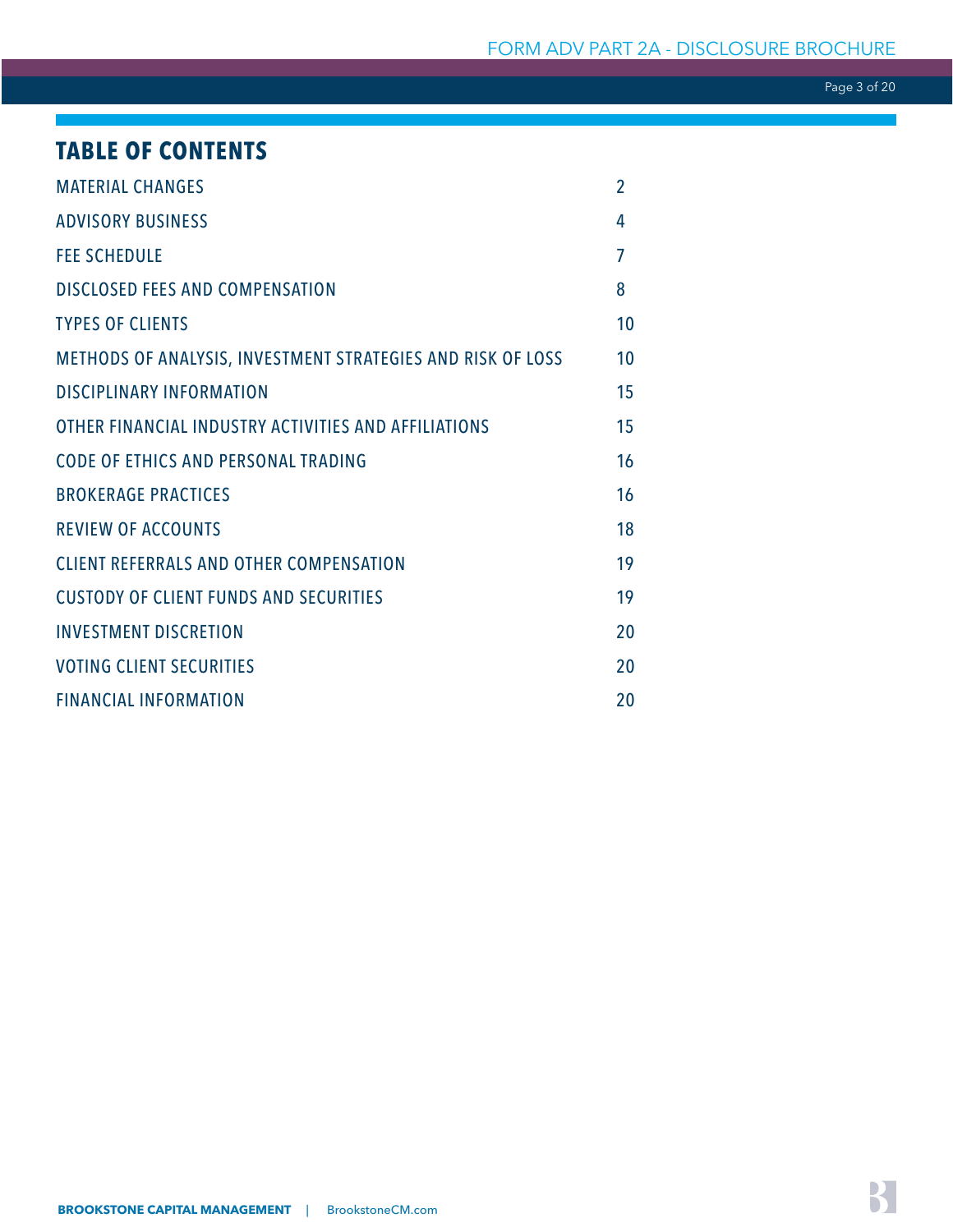# TABLE OF CONTENTS

| | |
|---|---|
| MATERIAL CHANGES | 2 |
| ADVISORY BUSINESS | 4 |
| FEE SCHEDULE | 7 |
| DISCLOSED FEES AND COMPENSATION | 8 |
| TYPES OF CLIENTS | 10 |
| METHODS OF ANALYSIS, INVESTMENT STRATEGIES AND RISK OF LOSS | 10 |
| DISCIPLINARY INFORMATION | 15 |
| OTHER FINANCIAL INDUSTRY ACTIVITIES AND AFFILIATIONS | 15 |
| CODE OF ETHICS AND PERSONAL TRADING | 16 |
| BROKERAGE PRACTICES | 16 |
| REVIEW OF ACCOUNTS | 18 |
| CLIENT REFERRALS AND OTHER COMPENSATION | 19 |
| CUSTODY OF CLIENT FUNDS AND SECURITIES | 19 |
| INVESTMENT DISCRETION | 20 |
| VOTING CLIENT SECURITIES | 20 |
| FINANCIAL INFORMATION | 20 |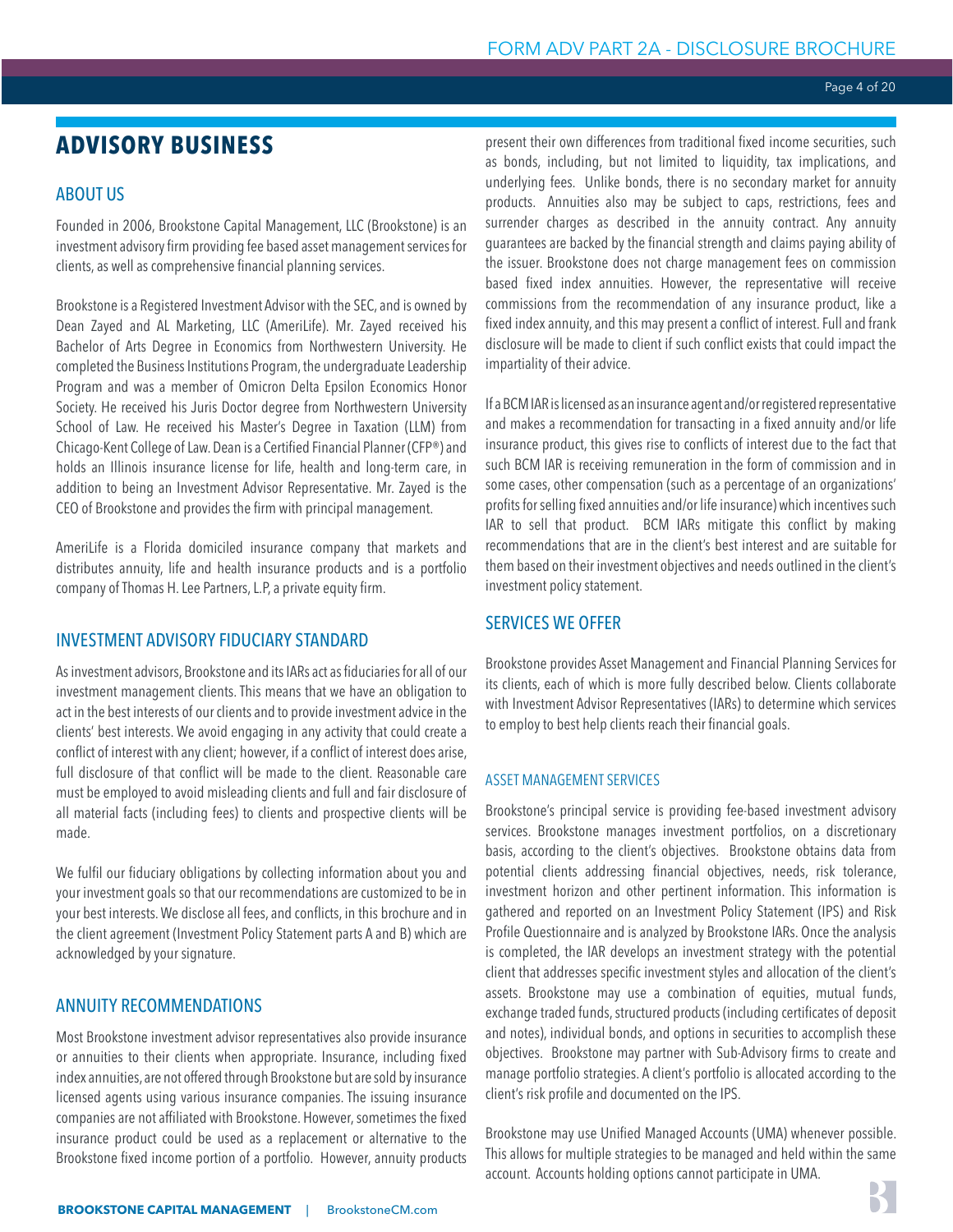# ADVISORY BUSINESS

## ABOUT US

Founded in 2006, Brookstone Capital Management, LLC (Brookstone) is an investment advisory firm providing fee based asset management services for clients, as well as comprehensive financial planning services.

Brookstone is a Registered Investment Advisor with the SEC, and is owned by Dean Zayed and AL Marketing, LLC (AmeriLife). Mr. Zayed received his Bachelor of Arts Degree in Economics from Northwestern University. He completed the Business Institutions Program, the undergraduate Leadership Program and was a member of Omicron Delta Epsilon Economics Honor Society. He received his Juris Doctor degree from Northwestern University School of Law. He received his Master's Degree in Taxation (LLM) from Chicago-Kent College of Law. Dean is a Certified Financial Planner (CFP®) and holds an Illinois insurance license for life, health and long-term care, in addition to being an Investment Advisor Representative. Mr. Zayed is the CEO of Brookstone and provides the firm with principal management.

AmeriLife is a Florida domiciled insurance company that markets and distributes annuity, life and health insurance products and is a portfolio company of Thomas H. Lee Partners, L.P, a private equity firm.

## INVESTMENT ADVISORY FIDUCIARY STANDARD

As investment advisors, Brookstone and its IARs act as fiduciaries for all of our investment management clients. This means that we have an obligation to act in the best interests of our clients and to provide investment advice in the clients' best interests. We avoid engaging in any activity that could create a conflict of interest with any client; however, if a conflict of interest does arise, full disclosure of that conflict will be made to the client. Reasonable care must be employed to avoid misleading clients and full and fair disclosure of all material facts (including fees) to clients and prospective clients will be made.

We fulfil our fiduciary obligations by collecting information about you and your investment goals so that our recommendations are customized to be in your best interests. We disclose all fees, and conflicts, in this brochure and in the client agreement (Investment Policy Statement parts A and B) which are acknowledged by your signature.

## ANNUITY RECOMMENDATIONS

Most Brookstone investment advisor representatives also provide insurance or annuities to their clients when appropriate. Insurance, including fixed index annuities, are not offered through Brookstone but are sold by insurance licensed agents using various insurance companies. The issuing insurance companies are not affiliated with Brookstone. However, sometimes the fixed insurance product could be used as a replacement or alternative to the Brookstone fixed income portion of a portfolio. However, annuity products present their own differences from traditional fixed income securities, such as bonds, including, but not limited to liquidity, tax implications, and underlying fees. Unlike bonds, there is no secondary market for annuity products. Annuities also may be subject to caps, restrictions, fees and surrender charges as described in the annuity contract. Any annuity guarantees are backed by the financial strength and claims paying ability of the issuer. Brookstone does not charge management fees on commission based fixed index annuities. However, the representative will receive commissions from the recommendation of any insurance product, like a fixed index annuity, and this may present a conflict of interest. Full and frank disclosure will be made to client if such conflict exists that could impact the impartiality of their advice.

If a BCM IAR is licensed as an insurance agent and/or registered representative and makes a recommendation for transacting in a fixed annuity and/or life insurance product, this gives rise to conflicts of interest due to the fact that such BCM IAR is receiving remuneration in the form of commission and in some cases, other compensation (such as a percentage of an organizations' profits for selling fixed annuities and/or life insurance) which incentives such IAR to sell that product. BCM IARs mitigate this conflict by making recommendations that are in the client's best interest and are suitable for them based on their investment objectives and needs outlined in the client's investment policy statement.

## SERVICES WE OFFER

Brookstone provides Asset Management and Financial Planning Services for its clients, each of which is more fully described below. Clients collaborate with Investment Advisor Representatives (IARs) to determine which services to employ to best help clients reach their financial goals.

### ASSET MANAGEMENT SERVICES

Brookstone's principal service is providing fee-based investment advisory services. Brookstone manages investment portfolios, on a discretionary basis, according to the client's objectives. Brookstone obtains data from potential clients addressing financial objectives, needs, risk tolerance, investment horizon and other pertinent information. This information is gathered and reported on an Investment Policy Statement (IPS) and Risk Profile Questionnaire and is analyzed by Brookstone IARs. Once the analysis is completed, the IAR develops an investment strategy with the potential client that addresses specific investment styles and allocation of the client's assets. Brookstone may use a combination of equities, mutual funds, exchange traded funds, structured products (including certificates of deposit and notes), individual bonds, and options in securities to accomplish these objectives. Brookstone may partner with Sub-Advisory firms to create and manage portfolio strategies. A client's portfolio is allocated according to the client's risk profile and documented on the IPS.

Brookstone may use Unified Managed Accounts (UMA) whenever possible. This allows for multiple strategies to be managed and held within the same account. Accounts holding options cannot participate in UMA.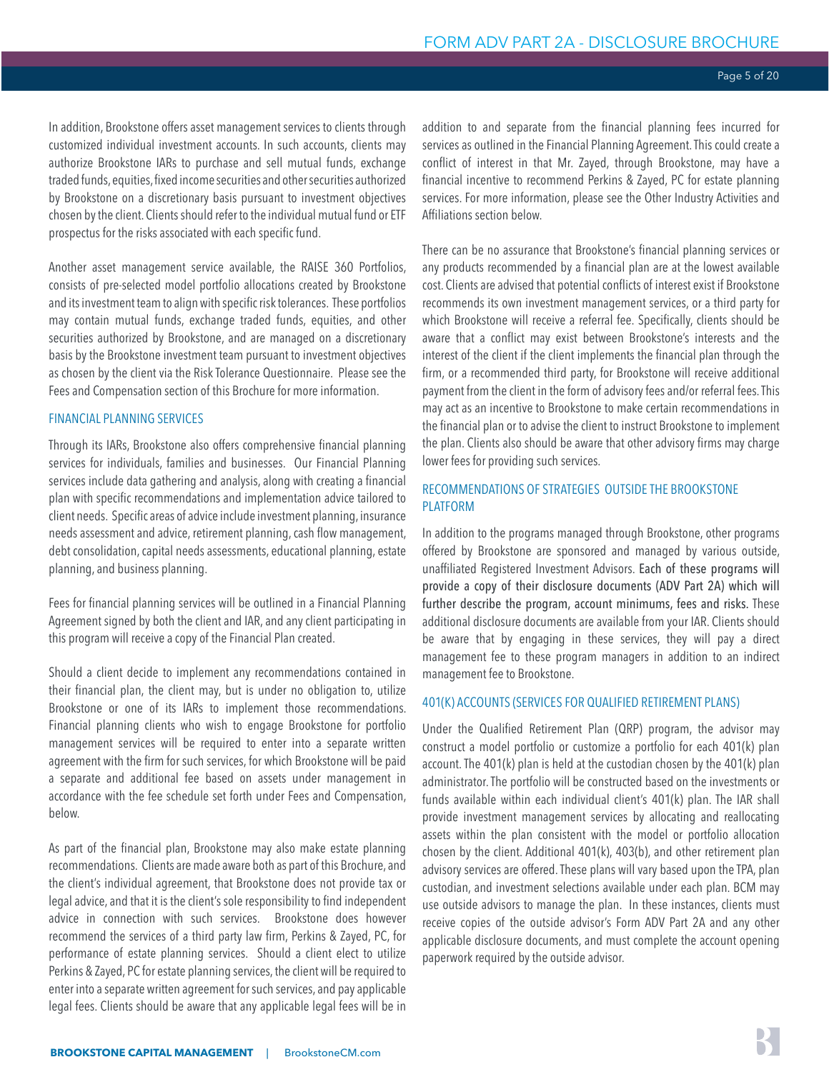In addition, Brookstone offers asset management services to clients through customized individual investment accounts. In such accounts, clients may authorize Brookstone IARs to purchase and sell mutual funds, exchange traded funds, equities, fixed income securities and other securities authorized by Brookstone on a discretionary basis pursuant to investment objectives chosen by the client. Clients should refer to the individual mutual fund or ETF prospectus for the risks associated with each specific fund.

Another asset management service available, the RAISE 360 Portfolios, consists of pre-selected model portfolio allocations created by Brookstone and its investment team to align with specific risk tolerances. These portfolios may contain mutual funds, exchange traded funds, equities, and other securities authorized by Brookstone, and are managed on a discretionary basis by the Brookstone investment team pursuant to investment objectives as chosen by the client via the Risk Tolerance Questionnaire. Please see the Fees and Compensation section of this Brochure for more information.

## FINANCIAL PLANNING SERVICES

Through its IARs, Brookstone also offers comprehensive financial planning services for individuals, families and businesses. Our Financial Planning services include data gathering and analysis, along with creating a financial plan with specific recommendations and implementation advice tailored to client needs. Specific areas of advice include investment planning, insurance needs assessment and advice, retirement planning, cash flow management, debt consolidation, capital needs assessments, educational planning, estate planning, and business planning.

Fees for financial planning services will be outlined in a Financial Planning Agreement signed by both the client and IAR, and any client participating in this program will receive a copy of the Financial Plan created.

Should a client decide to implement any recommendations contained in their financial plan, the client may, but is under no obligation to, utilize Brookstone or one of its IARs to implement those recommendations. Financial planning clients who wish to engage Brookstone for portfolio management services will be required to enter into a separate written agreement with the firm for such services, for which Brookstone will be paid a separate and additional fee based on assets under management in accordance with the fee schedule set forth under Fees and Compensation, below.

As part of the financial plan, Brookstone may also make estate planning recommendations. Clients are made aware both as part of this Brochure, and the client's individual agreement, that Brookstone does not provide tax or legal advice, and that it is the client's sole responsibility to find independent advice in connection with such services. Brookstone does however recommend the services of a third party law firm, Perkins & Zayed, PC, for performance of estate planning services. Should a client elect to utilize Perkins & Zayed, PC for estate planning services, the client will be required to enter into a separate written agreement for such services, and pay applicable legal fees. Clients should be aware that any applicable legal fees will be in addition to and separate from the financial planning fees incurred for services as outlined in the Financial Planning Agreement. This could create a conflict of interest in that Mr. Zayed, through Brookstone, may have a financial incentive to recommend Perkins & Zayed, PC for estate planning services. For more information, please see the Other Industry Activities and Affiliations section below.

There can be no assurance that Brookstone's financial planning services or any products recommended by a financial plan are at the lowest available cost. Clients are advised that potential conflicts of interest exist if Brookstone recommends its own investment management services, or a third party for which Brookstone will receive a referral fee. Specifically, clients should be aware that a conflict may exist between Brookstone's interests and the interest of the client if the client implements the financial plan through the firm, or a recommended third party, for Brookstone will receive additional payment from the client in the form of advisory fees and/or referral fees. This may act as an incentive to Brookstone to make certain recommendations in the financial plan or to advise the client to instruct Brookstone to implement the plan. Clients also should be aware that other advisory firms may charge lower fees for providing such services.

## RECOMMENDATIONS OF STRATEGIES OUTSIDE THE BROOKSTONE PLATFORM

In addition to the programs managed through Brookstone, other programs offered by Brookstone are sponsored and managed by various outside, unaffiliated Registered Investment Advisors. Each of these programs will provide a copy of their disclosure documents (ADV Part 2A) which will further describe the program, account minimums, fees and risks. These additional disclosure documents are available from your IAR. Clients should be aware that by engaging in these services, they will pay a direct management fee to these program managers in addition to an indirect management fee to Brookstone.

## 401(K) ACCOUNTS (SERVICES FOR QUALIFIED RETIREMENT PLANS)

Under the Qualified Retirement Plan (QRP) program, the advisor may construct a model portfolio or customize a portfolio for each 401(k) plan account. The 401(k) plan is held at the custodian chosen by the 401(k) plan administrator. The portfolio will be constructed based on the investments or funds available within each individual client's 401(k) plan. The IAR shall provide investment management services by allocating and reallocating assets within the plan consistent with the model or portfolio allocation chosen by the client. Additional 401(k), 403(b), and other retirement plan advisory services are offered. These plans will vary based upon the TPA, plan custodian, and investment selections available under each plan. BCM may use outside advisors to manage the plan. In these instances, clients must receive copies of the outside advisor's Form ADV Part 2A and any other applicable disclosure documents, and must complete the account opening paperwork required by the outside advisor.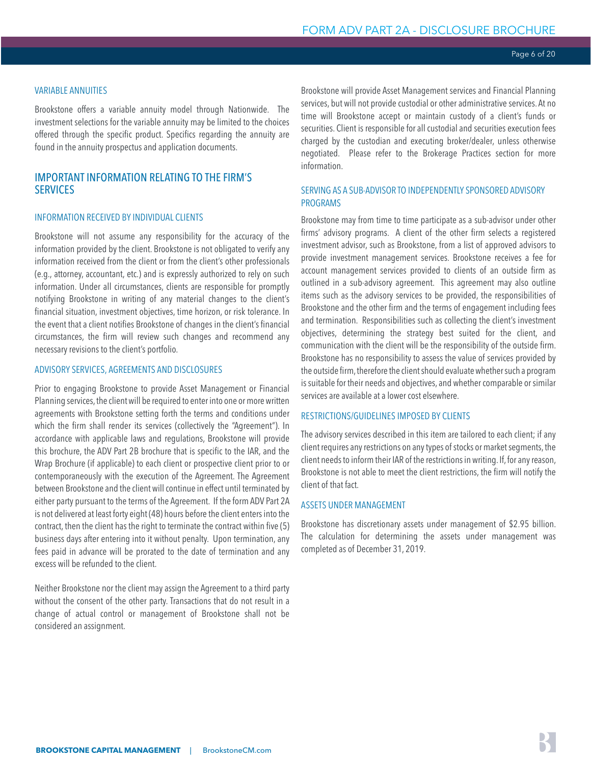### VARIABLE ANNUITIES

Brookstone offers a variable annuity model through Nationwide. The investment selections for the variable annuity may be limited to the choices offered through the specific product. Specifics regarding the annuity are found in the annuity prospectus and application documents.

## IMPORTANT INFORMATION RELATING TO THE FIRM'S SERVICES

### INFORMATION RECEIVED BY INDIVIDUAL CLIENTS

Brookstone will not assume any responsibility for the accuracy of the information provided by the client. Brookstone is not obligated to verify any information received from the client or from the client's other professionals (e.g., attorney, accountant, etc.) and is expressly authorized to rely on such information. Under all circumstances, clients are responsible for promptly notifying Brookstone in writing of any material changes to the client's financial situation, investment objectives, time horizon, or risk tolerance. In the event that a client notifies Brookstone of changes in the client's financial circumstances, the firm will review such changes and recommend any necessary revisions to the client's portfolio.

### ADVISORY SERVICES, AGREEMENTS AND DISCLOSURES

Prior to engaging Brookstone to provide Asset Management or Financial Planning services, the client will be required to enter into one or more written agreements with Brookstone setting forth the terms and conditions under which the firm shall render its services (collectively the "Agreement"). In accordance with applicable laws and regulations, Brookstone will provide this brochure, the ADV Part 2B brochure that is specific to the IAR, and the Wrap Brochure (if applicable) to each client or prospective client prior to or contemporaneously with the execution of the Agreement. The Agreement between Brookstone and the client will continue in effect until terminated by either party pursuant to the terms of the Agreement. If the form ADV Part 2A is not delivered at least forty eight (48) hours before the client enters into the contract, then the client has the right to terminate the contract within five (5) business days after entering into it without penalty. Upon termination, any fees paid in advance will be prorated to the date of termination and any excess will be refunded to the client.

Neither Brookstone nor the client may assign the Agreement to a third party without the consent of the other party. Transactions that do not result in a change of actual control or management of Brookstone shall not be considered an assignment.

Brookstone will provide Asset Management services and Financial Planning services, but will not provide custodial or other administrative services. At no time will Brookstone accept or maintain custody of a client's funds or securities. Client is responsible for all custodial and securities execution fees charged by the custodian and executing broker/dealer, unless otherwise negotiated. Please refer to the Brokerage Practices section for more information.

### SERVING AS A SUB-ADVISOR TO INDEPENDENTLY SPONSORED ADVISORY PROGRAMS

Brookstone may from time to time participate as a sub-advisor under other firms' advisory programs. A client of the other firm selects a registered investment advisor, such as Brookstone, from a list of approved advisors to provide investment management services. Brookstone receives a fee for account management services provided to clients of an outside firm as outlined in a sub-advisory agreement. This agreement may also outline items such as the advisory services to be provided, the responsibilities of Brookstone and the other firm and the terms of engagement including fees and termination. Responsibilities such as collecting the client's investment objectives, determining the strategy best suited for the client, and communication with the client will be the responsibility of the outside firm. Brookstone has no responsibility to assess the value of services provided by the outside firm, therefore the client should evaluate whether such a program is suitable for their needs and objectives, and whether comparable or similar services are available at a lower cost elsewhere.

### RESTRICTIONS/GUIDELINES IMPOSED BY CLIENTS

The advisory services described in this item are tailored to each client; if any client requires any restrictions on any types of stocks or market segments, the client needs to inform their IAR of the restrictions in writing. If, for any reason, Brookstone is not able to meet the client restrictions, the firm will notify the client of that fact.

### ASSETS UNDER MANAGEMENT

Brookstone has discretionary assets under management of $2.95 billion. The calculation for determining the assets under management was completed as of December 31, 2019.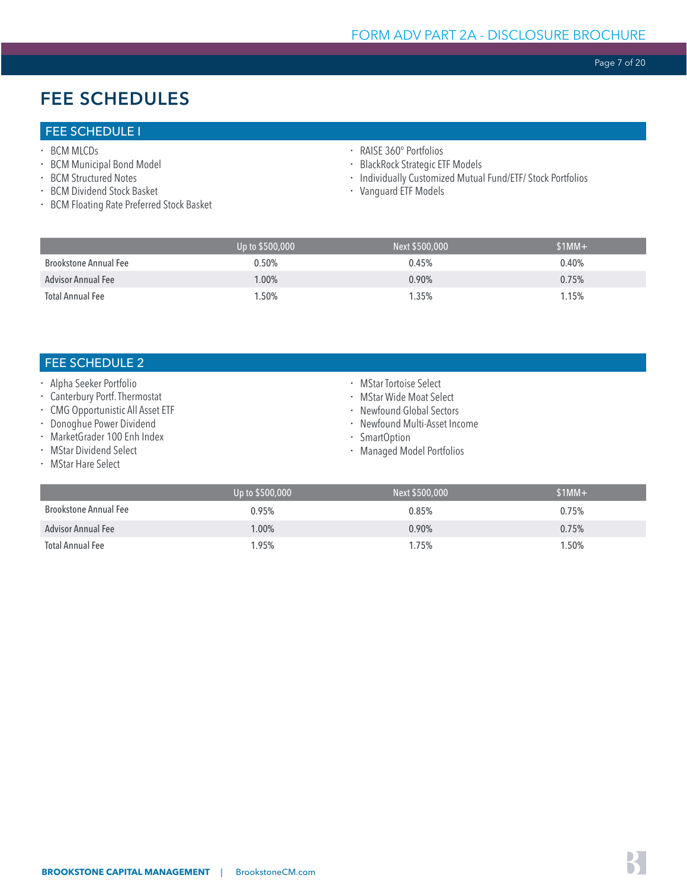# FEE SCHEDULES

## FEE SCHEDULE I

- BCM MLCDs
- BCM Municipal Bond Model
- BCM Structured Notes
- BCM Dividend Stock Basket
- BCM Floating Rate Preferred Stock Basket
- RAISE 360° Portfolios
- BlackRock Strategic ETF Models
- Individually Customized Mutual Fund/ETF/ Stock Portfolios
- Vanguard ETF Models

| | Up to $500,000 | Next $500,000 | $1MM+ |
|---|---|---|---|
| Brookstone Annual Fee | 0.50% | 0.45% | 0.40% |
| Advisor Annual Fee | 1.00% | 0.90% | 0.75% |
| Total Annual Fee | 1.50% | 1.35% | 1.15% |

## FEE SCHEDULE 2

- Alpha Seeker Portfolio
- Canterbury Portf. Thermostat
- CMG Opportunistic All Asset ETF
- Donoghue Power Dividend
- MarketGrader 100 Enh Index
- MStar Dividend Select
- MStar Hare Select
- MStar Tortoise Select
- MStar Wide Moat Select
- Newfound Global Sectors
- Newfound Multi-Asset Income
- SmartOption
- Managed Model Portfolios

| | Up to $500,000 | Next $500,000 | $1MM+ |
|---|---|---|---|
| Brookstone Annual Fee | 0.95% | 0.85% | 0.75% |
| Advisor Annual Fee | 1.00% | 0.90% | 0.75% |
| Total Annual Fee | 1.95% | 1.75% | 1.50% |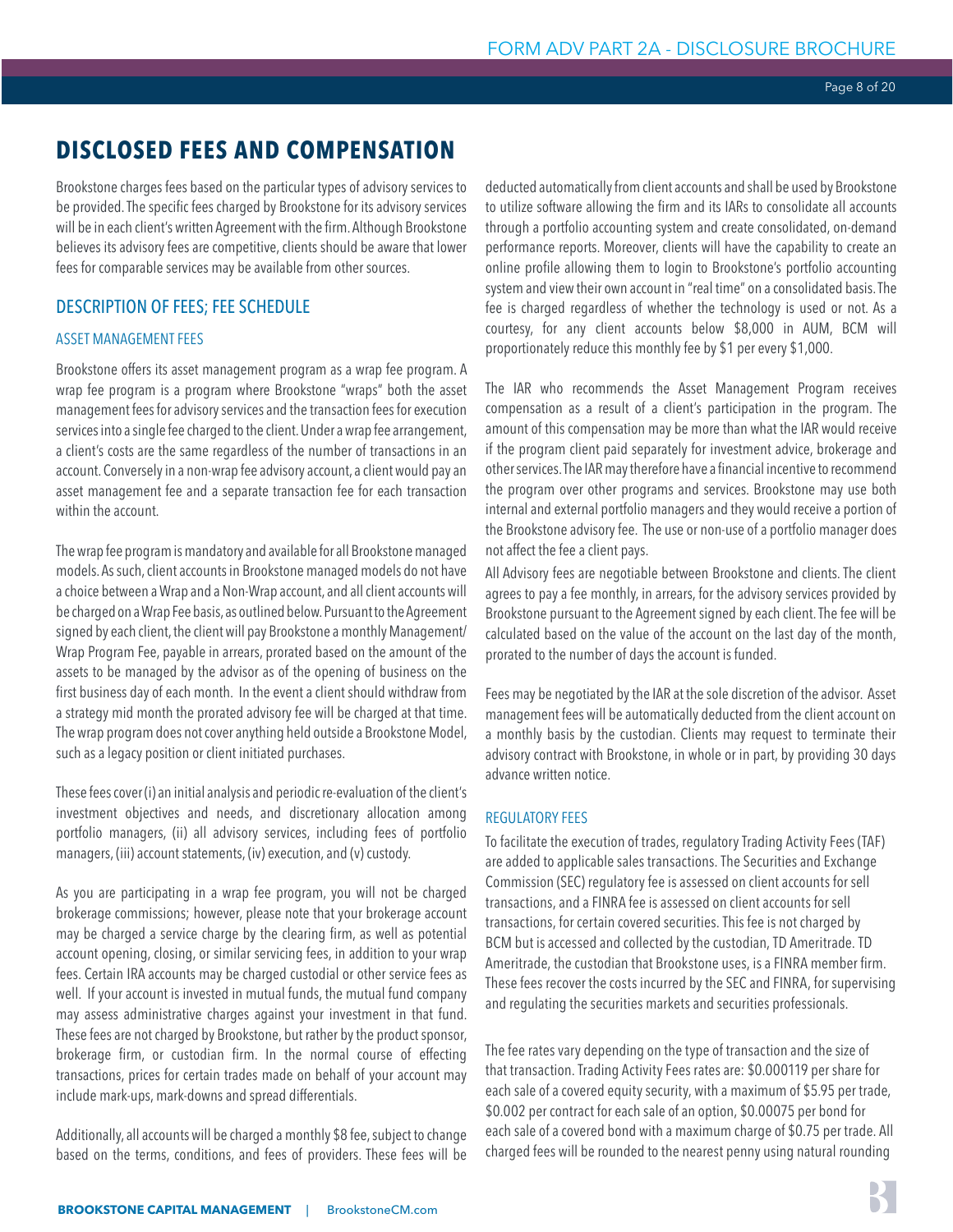# DISCLOSED FEES AND COMPENSATION

Brookstone charges fees based on the particular types of advisory services to be provided. The specific fees charged by Brookstone for its advisory services will be in each client's written Agreement with the firm. Although Brookstone believes its advisory fees are competitive, clients should be aware that lower fees for comparable services may be available from other sources.

## DESCRIPTION OF FEES; FEE SCHEDULE

### ASSET MANAGEMENT FEES

Brookstone offers its asset management program as a wrap fee program. A wrap fee program is a program where Brookstone "wraps" both the asset management fees for advisory services and the transaction fees for execution services into a single fee charged to the client. Under a wrap fee arrangement, a client's costs are the same regardless of the number of transactions in an account. Conversely in a non-wrap fee advisory account, a client would pay an asset management fee and a separate transaction fee for each transaction within the account.

The wrap fee program is mandatory and available for all Brookstone managed models. As such, client accounts in Brookstone managed models do not have a choice between a Wrap and a Non-Wrap account, and all client accounts will be charged on a Wrap Fee basis, as outlined below. Pursuant to the Agreement signed by each client, the client will pay Brookstone a monthly Management/ Wrap Program Fee, payable in arrears, prorated based on the amount of the assets to be managed by the advisor as of the opening of business on the first business day of each month. In the event a client should withdraw from a strategy mid month the prorated advisory fee will be charged at that time. The wrap program does not cover anything held outside a Brookstone Model, such as a legacy position or client initiated purchases.

These fees cover (i) an initial analysis and periodic re-evaluation of the client's investment objectives and needs, and discretionary allocation among portfolio managers, (ii) all advisory services, including fees of portfolio managers, (iii) account statements, (iv) execution, and (v) custody.

As you are participating in a wrap fee program, you will not be charged brokerage commissions; however, please note that your brokerage account may be charged a service charge by the clearing firm, as well as potential account opening, closing, or similar servicing fees, in addition to your wrap fees. Certain IRA accounts may be charged custodial or other service fees as well. If your account is invested in mutual funds, the mutual fund company may assess administrative charges against your investment in that fund. These fees are not charged by Brookstone, but rather by the product sponsor, brokerage firm, or custodian firm. In the normal course of effecting transactions, prices for certain trades made on behalf of your account may include mark-ups, mark-downs and spread differentials.

Additionally, all accounts will be charged a monthly $8 fee, subject to change based on the terms, conditions, and fees of providers. These fees will be deducted automatically from client accounts and shall be used by Brookstone to utilize software allowing the firm and its IARs to consolidate all accounts through a portfolio accounting system and create consolidated, on-demand performance reports. Moreover, clients will have the capability to create an online profile allowing them to login to Brookstone's portfolio accounting system and view their own account in "real time" on a consolidated basis. The fee is charged regardless of whether the technology is used or not. As a courtesy, for any client accounts below $8,000 in AUM, BCM will proportionately reduce this monthly fee by $1 per every $1,000.

The IAR who recommends the Asset Management Program receives compensation as a result of a client's participation in the program. The amount of this compensation may be more than what the IAR would receive if the program client paid separately for investment advice, brokerage and other services. The IAR may therefore have a financial incentive to recommend the program over other programs and services. Brookstone may use both internal and external portfolio managers and they would receive a portion of the Brookstone advisory fee. The use or non-use of a portfolio manager does not affect the fee a client pays.

All Advisory fees are negotiable between Brookstone and clients. The client agrees to pay a fee monthly, in arrears, for the advisory services provided by Brookstone pursuant to the Agreement signed by each client. The fee will be calculated based on the value of the account on the last day of the month, prorated to the number of days the account is funded.

Fees may be negotiated by the IAR at the sole discretion of the advisor. Asset management fees will be automatically deducted from the client account on a monthly basis by the custodian. Clients may request to terminate their advisory contract with Brookstone, in whole or in part, by providing 30 days advance written notice.

### REGULATORY FEES

To facilitate the execution of trades, regulatory Trading Activity Fees (TAF) are added to applicable sales transactions. The Securities and Exchange Commission (SEC) regulatory fee is assessed on client accounts for sell transactions, and a FINRA fee is assessed on client accounts for sell transactions, for certain covered securities. This fee is not charged by BCM but is accessed and collected by the custodian, TD Ameritrade. TD Ameritrade, the custodian that Brookstone uses, is a FINRA member firm. These fees recover the costs incurred by the SEC and FINRA, for supervising and regulating the securities markets and securities professionals.

The fee rates vary depending on the type of transaction and the size of that transaction. Trading Activity Fees rates are: $0.000119 per share for each sale of a covered equity security, with a maximum of $5.95 per trade, $0.002 per contract for each sale of an option, $0.00075 per bond for each sale of a covered bond with a maximum charge of $0.75 per trade. All charged fees will be rounded to the nearest penny using natural rounding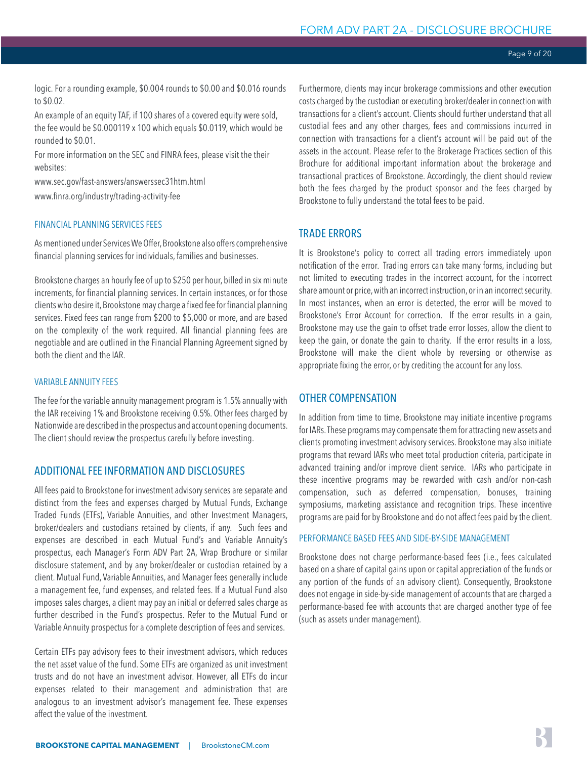logic. For a rounding example, \$0.004 rounds to \$0.00 and \$0.016 rounds to \$0.02.

An example of an equity TAF, if 100 shares of a covered equity were sold, the fee would be \$0.000119 x 100 which equals \$0.0119, which would be rounded to \$0.01.

For more information on the SEC and FINRA fees, please visit the their websites:

www.sec.gov/fast-answers/answerssec31htm.html

www.finra.org/industry/trading-activity-fee

### FINANCIAL PLANNING SERVICES FEES

As mentioned under Services We Offer, Brookstone also offers comprehensive financial planning services for individuals, families and businesses.

Brookstone charges an hourly fee of up to \$250 per hour, billed in six minute increments, for financial planning services. In certain instances, or for those clients who desire it, Brookstone may charge a fixed fee for financial planning services. Fixed fees can range from \$200 to \$5,000 or more, and are based on the complexity of the work required. All financial planning fees are negotiable and are outlined in the Financial Planning Agreement signed by both the client and the IAR.

### VARIABLE ANNUITY FEES

The fee for the variable annuity management program is 1.5% annually with the IAR receiving 1% and Brookstone receiving 0.5%. Other fees charged by Nationwide are described in the prospectus and account opening documents. The client should review the prospectus carefully before investing.

## ADDITIONAL FEE INFORMATION AND DISCLOSURES

All fees paid to Brookstone for investment advisory services are separate and distinct from the fees and expenses charged by Mutual Funds, Exchange Traded Funds (ETFs), Variable Annuities, and other Investment Managers, broker/dealers and custodians retained by clients, if any. Such fees and expenses are described in each Mutual Fund's and Variable Annuity's prospectus, each Manager's Form ADV Part 2A, Wrap Brochure or similar disclosure statement, and by any broker/dealer or custodian retained by a client. Mutual Fund, Variable Annuities, and Manager fees generally include a management fee, fund expenses, and related fees. If a Mutual Fund also imposes sales charges, a client may pay an initial or deferred sales charge as further described in the Fund's prospectus. Refer to the Mutual Fund or Variable Annuity prospectus for a complete description of fees and services.

Certain ETFs pay advisory fees to their investment advisors, which reduces the net asset value of the fund. Some ETFs are organized as unit investment trusts and do not have an investment advisor. However, all ETFs do incur expenses related to their management and administration that are analogous to an investment advisor's management fee. These expenses affect the value of the investment.

Furthermore, clients may incur brokerage commissions and other execution costs charged by the custodian or executing broker/dealer in connection with transactions for a client's account. Clients should further understand that all custodial fees and any other charges, fees and commissions incurred in connection with transactions for a client's account will be paid out of the assets in the account. Please refer to the Brokerage Practices section of this Brochure for additional important information about the brokerage and transactional practices of Brookstone. Accordingly, the client should review both the fees charged by the product sponsor and the fees charged by Brookstone to fully understand the total fees to be paid.

## TRADE ERRORS

It is Brookstone's policy to correct all trading errors immediately upon notification of the error. Trading errors can take many forms, including but not limited to executing trades in the incorrect account, for the incorrect share amount or price, with an incorrect instruction, or in an incorrect security. In most instances, when an error is detected, the error will be moved to Brookstone's Error Account for correction. If the error results in a gain, Brookstone may use the gain to offset trade error losses, allow the client to keep the gain, or donate the gain to charity. If the error results in a loss, Brookstone will make the client whole by reversing or otherwise as appropriate fixing the error, or by crediting the account for any loss.

## OTHER COMPENSATION

In addition from time to time, Brookstone may initiate incentive programs for IARs. These programs may compensate them for attracting new assets and clients promoting investment advisory services. Brookstone may also initiate programs that reward IARs who meet total production criteria, participate in advanced training and/or improve client service. IARs who participate in these incentive programs may be rewarded with cash and/or non-cash compensation, such as deferred compensation, bonuses, training symposiums, marketing assistance and recognition trips. These incentive programs are paid for by Brookstone and do not affect fees paid by the client.

### PERFORMANCE BASED FEES AND SIDE-BY-SIDE MANAGEMENT

Brookstone does not charge performance-based fees (i.e., fees calculated based on a share of capital gains upon or capital appreciation of the funds or any portion of the funds of an advisory client). Consequently, Brookstone does not engage in side-by-side management of accounts that are charged a performance-based fee with accounts that are charged another type of fee (such as assets under management).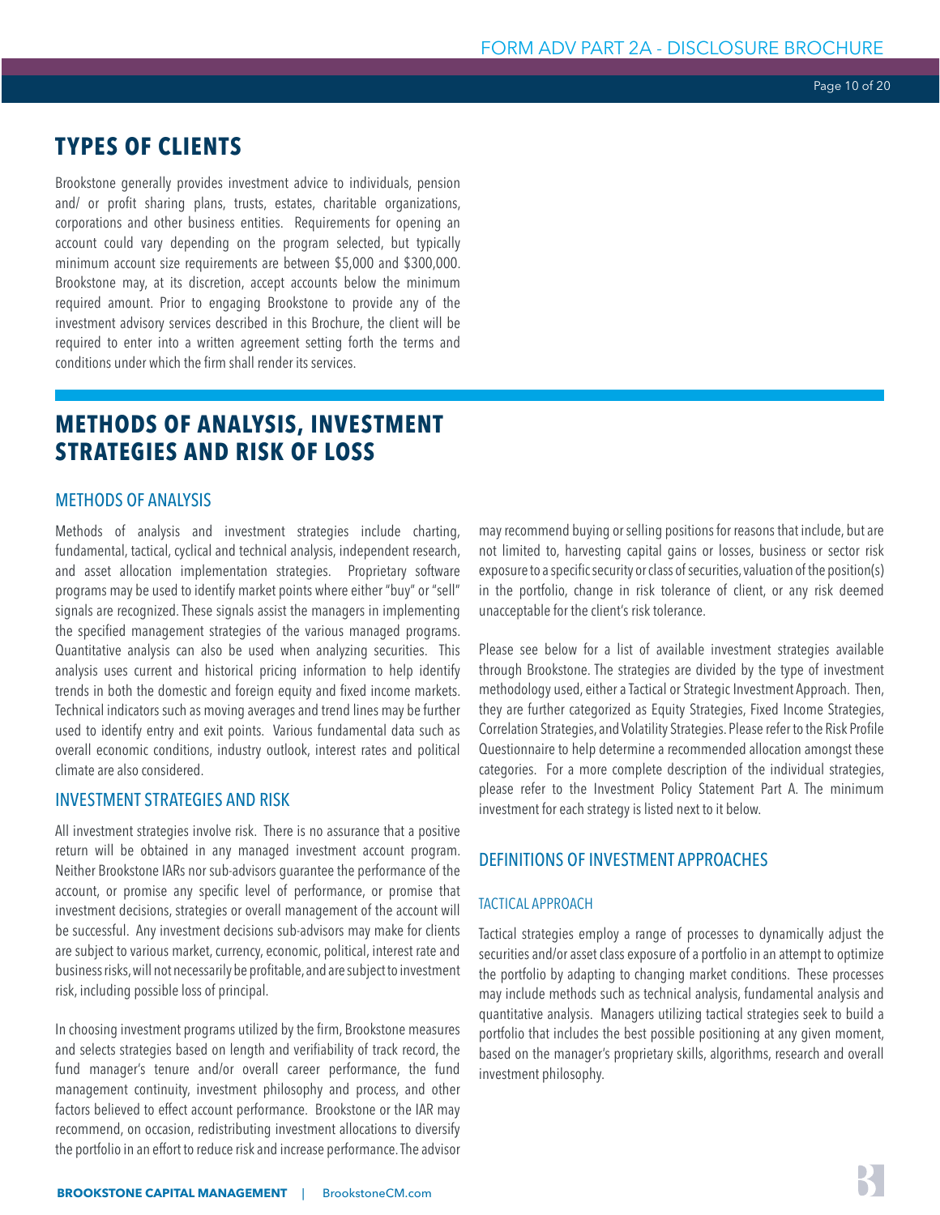## TYPES OF CLIENTS

Brookstone generally provides investment advice to individuals, pension and/ or profit sharing plans, trusts, estates, charitable organizations, corporations and other business entities. Requirements for opening an account could vary depending on the program selected, but typically minimum account size requirements are between $5,000 and $300,000. Brookstone may, at its discretion, accept accounts below the minimum required amount. Prior to engaging Brookstone to provide any of the investment advisory services described in this Brochure, the client will be required to enter into a written agreement setting forth the terms and conditions under which the firm shall render its services.

## METHODS OF ANALYSIS, INVESTMENT STRATEGIES AND RISK OF LOSS

### METHODS OF ANALYSIS

Methods of analysis and investment strategies include charting, fundamental, tactical, cyclical and technical analysis, independent research, and asset allocation implementation strategies. Proprietary software programs may be used to identify market points where either "buy" or "sell" signals are recognized. These signals assist the managers in implementing the specified management strategies of the various managed programs. Quantitative analysis can also be used when analyzing securities. This analysis uses current and historical pricing information to help identify trends in both the domestic and foreign equity and fixed income markets. Technical indicators such as moving averages and trend lines may be further used to identify entry and exit points. Various fundamental data such as overall economic conditions, industry outlook, interest rates and political climate are also considered.

### INVESTMENT STRATEGIES AND RISK

All investment strategies involve risk. There is no assurance that a positive return will be obtained in any managed investment account program. Neither Brookstone IARs nor sub-advisors guarantee the performance of the account, or promise any specific level of performance, or promise that investment decisions, strategies or overall management of the account will be successful. Any investment decisions sub-advisors may make for clients are subject to various market, currency, economic, political, interest rate and business risks, will not necessarily be profitable, and are subject to investment risk, including possible loss of principal.

In choosing investment programs utilized by the firm, Brookstone measures and selects strategies based on length and verifiability of track record, the fund manager's tenure and/or overall career performance, the fund management continuity, investment philosophy and process, and other factors believed to effect account performance. Brookstone or the IAR may recommend, on occasion, redistributing investment allocations to diversify the portfolio in an effort to reduce risk and increase performance. The advisor may recommend buying or selling positions for reasons that include, but are not limited to, harvesting capital gains or losses, business or sector risk exposure to a specific security or class of securities, valuation of the position(s) in the portfolio, change in risk tolerance of client, or any risk deemed unacceptable for the client's risk tolerance.

Please see below for a list of available investment strategies available through Brookstone. The strategies are divided by the type of investment methodology used, either a Tactical or Strategic Investment Approach. Then, they are further categorized as Equity Strategies, Fixed Income Strategies, Correlation Strategies, and Volatility Strategies. Please refer to the Risk Profile Questionnaire to help determine a recommended allocation amongst these categories. For a more complete description of the individual strategies, please refer to the Investment Policy Statement Part A. The minimum investment for each strategy is listed next to it below.

### DEFINITIONS OF INVESTMENT APPROACHES

#### TACTICAL APPROACH

Tactical strategies employ a range of processes to dynamically adjust the securities and/or asset class exposure of a portfolio in an attempt to optimize the portfolio by adapting to changing market conditions. These processes may include methods such as technical analysis, fundamental analysis and quantitative analysis. Managers utilizing tactical strategies seek to build a portfolio that includes the best possible positioning at any given moment, based on the manager's proprietary skills, algorithms, research and overall investment philosophy.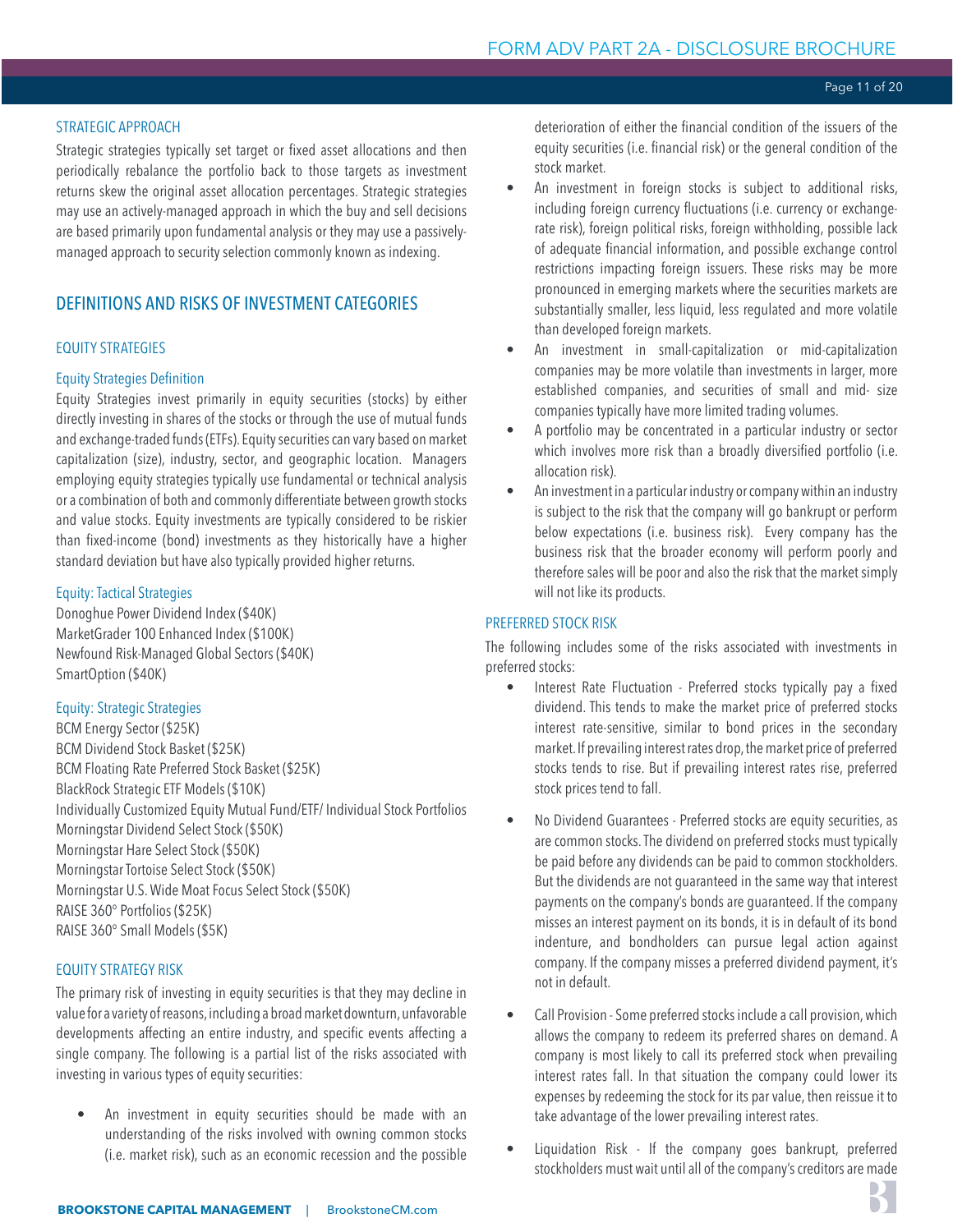### STRATEGIC APPROACH

Strategic strategies typically set target or fixed asset allocations and then periodically rebalance the portfolio back to those targets as investment returns skew the original asset allocation percentages. Strategic strategies may use an actively-managed approach in which the buy and sell decisions are based primarily upon fundamental analysis or they may use a passively-managed approach to security selection commonly known as indexing.

## DEFINITIONS AND RISKS OF INVESTMENT CATEGORIES

### EQUITY STRATEGIES

#### Equity Strategies Definition

Equity Strategies invest primarily in equity securities (stocks) by either directly investing in shares of the stocks or through the use of mutual funds and exchange-traded funds (ETFs). Equity securities can vary based on market capitalization (size), industry, sector, and geographic location. Managers employing equity strategies typically use fundamental or technical analysis or a combination of both and commonly differentiate between growth stocks and value stocks. Equity investments are typically considered to be riskier than fixed-income (bond) investments as they historically have a higher standard deviation but have also typically provided higher returns.

#### Equity: Tactical Strategies

Donoghue Power Dividend Index ($40K)
MarketGrader 100 Enhanced Index ($100K)
Newfound Risk-Managed Global Sectors ($40K)
SmartOption ($40K)

#### Equity: Strategic Strategies

BCM Energy Sector ($25K)
BCM Dividend Stock Basket ($25K)
BCM Floating Rate Preferred Stock Basket ($25K)
BlackRock Strategic ETF Models ($10K)
Individually Customized Equity Mutual Fund/ETF/ Individual Stock Portfolios
Morningstar Dividend Select Stock ($50K)
Morningstar Hare Select Stock ($50K)
Morningstar Tortoise Select Stock ($50K)
Morningstar U.S. Wide Moat Focus Select Stock ($50K)
RAISE 360° Portfolios ($25K)
RAISE 360° Small Models ($5K)

### EQUITY STRATEGY RISK

The primary risk of investing in equity securities is that they may decline in value for a variety of reasons, including a broad market downturn, unfavorable developments affecting an entire industry, and specific events affecting a single company. The following is a partial list of the risks associated with investing in various types of equity securities:

- An investment in equity securities should be made with an understanding of the risks involved with owning common stocks (i.e. market risk), such as an economic recession and the possible deterioration of either the financial condition of the issuers of the equity securities (i.e. financial risk) or the general condition of the stock market.
- An investment in foreign stocks is subject to additional risks, including foreign currency fluctuations (i.e. currency or exchange-rate risk), foreign political risks, foreign withholding, possible lack of adequate financial information, and possible exchange control restrictions impacting foreign issuers. These risks may be more pronounced in emerging markets where the securities markets are substantially smaller, less liquid, less regulated and more volatile than developed foreign markets.
- An investment in small-capitalization or mid-capitalization companies may be more volatile than investments in larger, more established companies, and securities of small and mid- size companies typically have more limited trading volumes.
- A portfolio may be concentrated in a particular industry or sector which involves more risk than a broadly diversified portfolio (i.e. allocation risk).
- An investment in a particular industry or company within an industry is subject to the risk that the company will go bankrupt or perform below expectations (i.e. business risk). Every company has the business risk that the broader economy will perform poorly and therefore sales will be poor and also the risk that the market simply will not like its products.

### PREFERRED STOCK RISK

The following includes some of the risks associated with investments in preferred stocks:

- Interest Rate Fluctuation - Preferred stocks typically pay a fixed dividend. This tends to make the market price of preferred stocks interest rate-sensitive, similar to bond prices in the secondary market. If prevailing interest rates drop, the market price of preferred stocks tends to rise. But if prevailing interest rates rise, preferred stock prices tend to fall.
- No Dividend Guarantees - Preferred stocks are equity securities, as are common stocks. The dividend on preferred stocks must typically be paid before any dividends can be paid to common stockholders. But the dividends are not guaranteed in the same way that interest payments on the company's bonds are guaranteed. If the company misses an interest payment on its bonds, it is in default of its bond indenture, and bondholders can pursue legal action against company. If the company misses a preferred dividend payment, it's not in default.
- Call Provision - Some preferred stocks include a call provision, which allows the company to redeem its preferred shares on demand. A company is most likely to call its preferred stock when prevailing interest rates fall. In that situation the company could lower its expenses by redeeming the stock for its par value, then reissue it to take advantage of the lower prevailing interest rates.
- Liquidation Risk - If the company goes bankrupt, preferred stockholders must wait until all of the company's creditors are made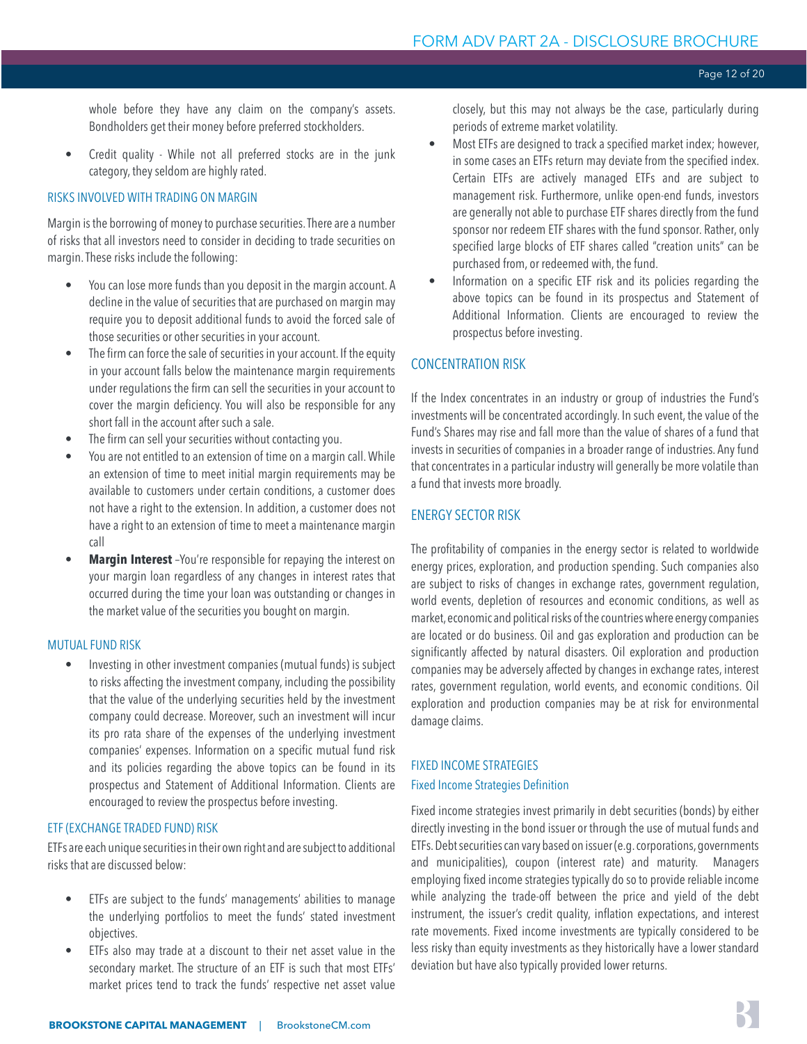whole before they have any claim on the company's assets. Bondholders get their money before preferred stockholders.

- Credit quality - While not all preferred stocks are in the junk category, they seldom are highly rated.

### RISKS INVOLVED WITH TRADING ON MARGIN

Margin is the borrowing of money to purchase securities. There are a number of risks that all investors need to consider in deciding to trade securities on margin. These risks include the following:

- You can lose more funds than you deposit in the margin account. A decline in the value of securities that are purchased on margin may require you to deposit additional funds to avoid the forced sale of those securities or other securities in your account.
- The firm can force the sale of securities in your account. If the equity in your account falls below the maintenance margin requirements under regulations the firm can sell the securities in your account to cover the margin deficiency. You will also be responsible for any short fall in the account after such a sale.
- The firm can sell your securities without contacting you.
- You are not entitled to an extension of time on a margin call. While an extension of time to meet initial margin requirements may be available to customers under certain conditions, a customer does not have a right to the extension. In addition, a customer does not have a right to an extension of time to meet a maintenance margin call
- **Margin Interest** –You're responsible for repaying the interest on your margin loan regardless of any changes in interest rates that occurred during the time your loan was outstanding or changes in the market value of the securities you bought on margin.

### MUTUAL FUND RISK

- Investing in other investment companies (mutual funds) is subject to risks affecting the investment company, including the possibility that the value of the underlying securities held by the investment company could decrease. Moreover, such an investment will incur its pro rata share of the expenses of the underlying investment companies' expenses. Information on a specific mutual fund risk and its policies regarding the above topics can be found in its prospectus and Statement of Additional Information. Clients are encouraged to review the prospectus before investing.

### ETF (EXCHANGE TRADED FUND) RISK

ETFs are each unique securities in their own right and are subject to additional risks that are discussed below:

- ETFs are subject to the funds' managements' abilities to manage the underlying portfolios to meet the funds' stated investment objectives.
- ETFs also may trade at a discount to their net asset value in the secondary market. The structure of an ETF is such that most ETFs' market prices tend to track the funds' respective net asset value closely, but this may not always be the case, particularly during periods of extreme market volatility.
- Most ETFs are designed to track a specified market index; however, in some cases an ETFs return may deviate from the specified index. Certain ETFs are actively managed ETFs and are subject to management risk. Furthermore, unlike open-end funds, investors are generally not able to purchase ETF shares directly from the fund sponsor nor redeem ETF shares with the fund sponsor. Rather, only specified large blocks of ETF shares called "creation units" can be purchased from, or redeemed with, the fund.
- Information on a specific ETF risk and its policies regarding the above topics can be found in its prospectus and Statement of Additional Information. Clients are encouraged to review the prospectus before investing.

### CONCENTRATION RISK

If the Index concentrates in an industry or group of industries the Fund's investments will be concentrated accordingly. In such event, the value of the Fund's Shares may rise and fall more than the value of shares of a fund that invests in securities of companies in a broader range of industries. Any fund that concentrates in a particular industry will generally be more volatile than a fund that invests more broadly.

### ENERGY SECTOR RISK

The profitability of companies in the energy sector is related to worldwide energy prices, exploration, and production spending. Such companies also are subject to risks of changes in exchange rates, government regulation, world events, depletion of resources and economic conditions, as well as market, economic and political risks of the countries where energy companies are located or do business. Oil and gas exploration and production can be significantly affected by natural disasters. Oil exploration and production companies may be adversely affected by changes in exchange rates, interest rates, government regulation, world events, and economic conditions. Oil exploration and production companies may be at risk for environmental damage claims.

### FIXED INCOME STRATEGIES

#### Fixed Income Strategies Definition

Fixed income strategies invest primarily in debt securities (bonds) by either directly investing in the bond issuer or through the use of mutual funds and ETFs. Debt securities can vary based on issuer (e.g. corporations, governments and municipalities), coupon (interest rate) and maturity. Managers employing fixed income strategies typically do so to provide reliable income while analyzing the trade-off between the price and yield of the debt instrument, the issuer's credit quality, inflation expectations, and interest rate movements. Fixed income investments are typically considered to be less risky than equity investments as they historically have a lower standard deviation but have also typically provided lower returns.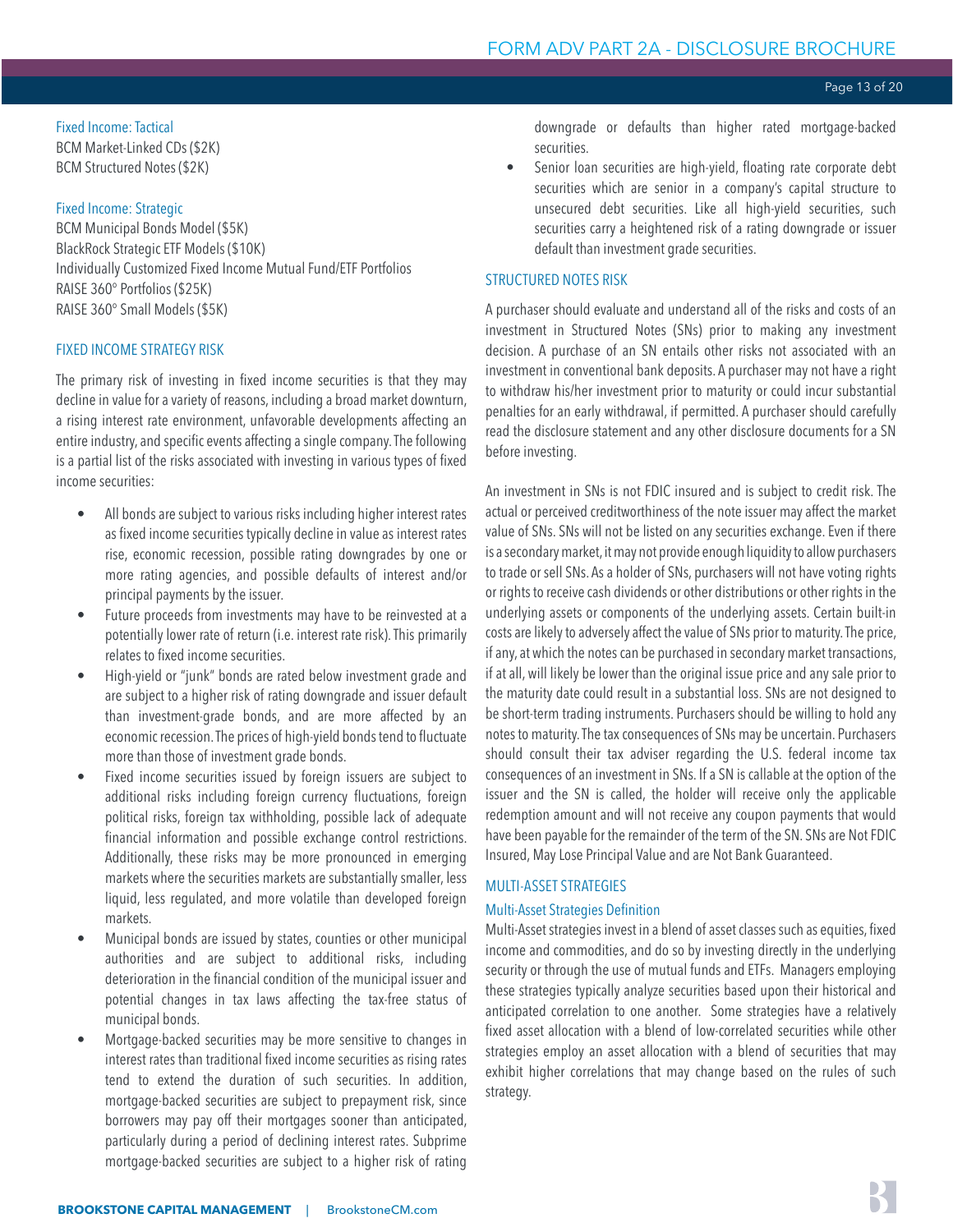### Fixed Income: Tactical

BCM Market-Linked CDs ($2K)
BCM Structured Notes ($2K)

### Fixed Income: Strategic

BCM Municipal Bonds Model ($5K)
BlackRock Strategic ETF Models ($10K)
Individually Customized Fixed Income Mutual Fund/ETF Portfolios
RAISE 360° Portfolios ($25K)
RAISE 360° Small Models ($5K)

## FIXED INCOME STRATEGY RISK

The primary risk of investing in fixed income securities is that they may decline in value for a variety of reasons, including a broad market downturn, a rising interest rate environment, unfavorable developments affecting an entire industry, and specific events affecting a single company. The following is a partial list of the risks associated with investing in various types of fixed income securities:

- All bonds are subject to various risks including higher interest rates as fixed income securities typically decline in value as interest rates rise, economic recession, possible rating downgrades by one or more rating agencies, and possible defaults of interest and/or principal payments by the issuer.
- Future proceeds from investments may have to be reinvested at a potentially lower rate of return (i.e. interest rate risk). This primarily relates to fixed income securities.
- High-yield or "junk" bonds are rated below investment grade and are subject to a higher risk of rating downgrade and issuer default than investment-grade bonds, and are more affected by an economic recession. The prices of high-yield bonds tend to fluctuate more than those of investment grade bonds.
- Fixed income securities issued by foreign issuers are subject to additional risks including foreign currency fluctuations, foreign political risks, foreign tax withholding, possible lack of adequate financial information and possible exchange control restrictions. Additionally, these risks may be more pronounced in emerging markets where the securities markets are substantially smaller, less liquid, less regulated, and more volatile than developed foreign markets.
- Municipal bonds are issued by states, counties or other municipal authorities and are subject to additional risks, including deterioration in the financial condition of the municipal issuer and potential changes in tax laws affecting the tax-free status of municipal bonds.
- Mortgage-backed securities may be more sensitive to changes in interest rates than traditional fixed income securities as rising rates tend to extend the duration of such securities. In addition, mortgage-backed securities are subject to prepayment risk, since borrowers may pay off their mortgages sooner than anticipated, particularly during a period of declining interest rates. Subprime mortgage-backed securities are subject to a higher risk of rating downgrade or defaults than higher rated mortgage-backed securities.
- Senior loan securities are high-yield, floating rate corporate debt securities which are senior in a company's capital structure to unsecured debt securities. Like all high-yield securities, such securities carry a heightened risk of a rating downgrade or issuer default than investment grade securities.

## STRUCTURED NOTES RISK

A purchaser should evaluate and understand all of the risks and costs of an investment in Structured Notes (SNs) prior to making any investment decision. A purchase of an SN entails other risks not associated with an investment in conventional bank deposits. A purchaser may not have a right to withdraw his/her investment prior to maturity or could incur substantial penalties for an early withdrawal, if permitted. A purchaser should carefully read the disclosure statement and any other disclosure documents for a SN before investing.

An investment in SNs is not FDIC insured and is subject to credit risk. The actual or perceived creditworthiness of the note issuer may affect the market value of SNs. SNs will not be listed on any securities exchange. Even if there is a secondary market, it may not provide enough liquidity to allow purchasers to trade or sell SNs. As a holder of SNs, purchasers will not have voting rights or rights to receive cash dividends or other distributions or other rights in the underlying assets or components of the underlying assets. Certain built-in costs are likely to adversely affect the value of SNs prior to maturity. The price, if any, at which the notes can be purchased in secondary market transactions, if at all, will likely be lower than the original issue price and any sale prior to the maturity date could result in a substantial loss. SNs are not designed to be short-term trading instruments. Purchasers should be willing to hold any notes to maturity. The tax consequences of SNs may be uncertain. Purchasers should consult their tax adviser regarding the U.S. federal income tax consequences of an investment in SNs. If a SN is callable at the option of the issuer and the SN is called, the holder will receive only the applicable redemption amount and will not receive any coupon payments that would have been payable for the remainder of the term of the SN. SNs are Not FDIC Insured, May Lose Principal Value and are Not Bank Guaranteed.

## MULTI-ASSET STRATEGIES

### Multi-Asset Strategies Definition

Multi-Asset strategies invest in a blend of asset classes such as equities, fixed income and commodities, and do so by investing directly in the underlying security or through the use of mutual funds and ETFs. Managers employing these strategies typically analyze securities based upon their historical and anticipated correlation to one another. Some strategies have a relatively fixed asset allocation with a blend of low-correlated securities while other strategies employ an asset allocation with a blend of securities that may exhibit higher correlations that may change based on the rules of such strategy.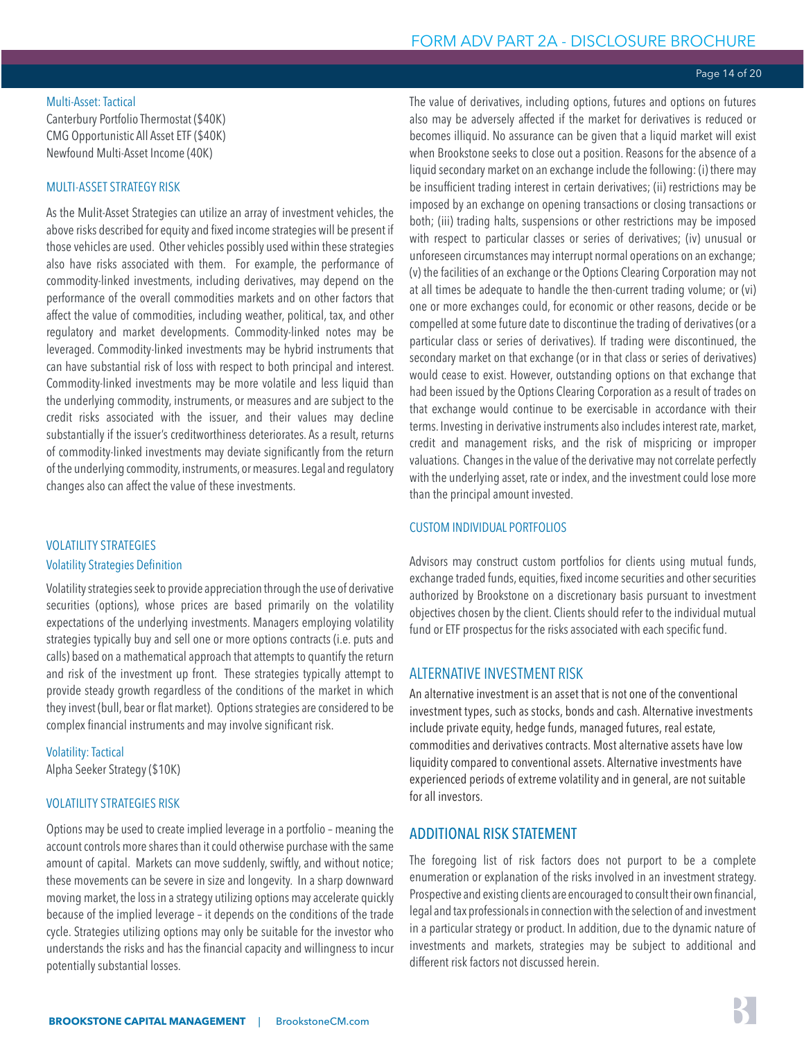Multi-Asset: Tactical

Canterbury Portfolio Thermostat ($40K)
CMG Opportunistic All Asset ETF ($40K)
Newfound Multi-Asset Income (40K)

### MULTI-ASSET STRATEGY RISK

As the Mulit-Asset Strategies can utilize an array of investment vehicles, the above risks described for equity and fixed income strategies will be present if those vehicles are used. Other vehicles possibly used within these strategies also have risks associated with them. For example, the performance of commodity-linked investments, including derivatives, may depend on the performance of the overall commodities markets and on other factors that affect the value of commodities, including weather, political, tax, and other regulatory and market developments. Commodity-linked notes may be leveraged. Commodity-linked investments may be hybrid instruments that can have substantial risk of loss with respect to both principal and interest. Commodity-linked investments may be more volatile and less liquid than the underlying commodity, instruments, or measures and are subject to the credit risks associated with the issuer, and their values may decline substantially if the issuer's creditworthiness deteriorates. As a result, returns of commodity-linked investments may deviate significantly from the return of the underlying commodity, instruments, or measures. Legal and regulatory changes also can affect the value of these investments.

### VOLATILITY STRATEGIES

Volatility Strategies Definition

Volatility strategies seek to provide appreciation through the use of derivative securities (options), whose prices are based primarily on the volatility expectations of the underlying investments. Managers employing volatility strategies typically buy and sell one or more options contracts (i.e. puts and calls) based on a mathematical approach that attempts to quantify the return and risk of the investment up front. These strategies typically attempt to provide steady growth regardless of the conditions of the market in which they invest (bull, bear or flat market). Options strategies are considered to be complex financial instruments and may involve significant risk.

Volatility: Tactical

Alpha Seeker Strategy ($10K)

### VOLATILITY STRATEGIES RISK

Options may be used to create implied leverage in a portfolio – meaning the account controls more shares than it could otherwise purchase with the same amount of capital. Markets can move suddenly, swiftly, and without notice; these movements can be severe in size and longevity. In a sharp downward moving market, the loss in a strategy utilizing options may accelerate quickly because of the implied leverage – it depends on the conditions of the trade cycle. Strategies utilizing options may only be suitable for the investor who understands the risks and has the financial capacity and willingness to incur potentially substantial losses.

The value of derivatives, including options, futures and options on futures also may be adversely affected if the market for derivatives is reduced or becomes illiquid. No assurance can be given that a liquid market will exist when Brookstone seeks to close out a position. Reasons for the absence of a liquid secondary market on an exchange include the following: (i) there may be insufficient trading interest in certain derivatives; (ii) restrictions may be imposed by an exchange on opening transactions or closing transactions or both; (iii) trading halts, suspensions or other restrictions may be imposed with respect to particular classes or series of derivatives; (iv) unusual or unforeseen circumstances may interrupt normal operations on an exchange; (v) the facilities of an exchange or the Options Clearing Corporation may not at all times be adequate to handle the then-current trading volume; or (vi) one or more exchanges could, for economic or other reasons, decide or be compelled at some future date to discontinue the trading of derivatives (or a particular class or series of derivatives). If trading were discontinued, the secondary market on that exchange (or in that class or series of derivatives) would cease to exist. However, outstanding options on that exchange that had been issued by the Options Clearing Corporation as a result of trades on that exchange would continue to be exercisable in accordance with their terms. Investing in derivative instruments also includes interest rate, market, credit and management risks, and the risk of mispricing or improper valuations. Changes in the value of the derivative may not correlate perfectly with the underlying asset, rate or index, and the investment could lose more than the principal amount invested.

### CUSTOM INDIVIDUAL PORTFOLIOS

Advisors may construct custom portfolios for clients using mutual funds, exchange traded funds, equities, fixed income securities and other securities authorized by Brookstone on a discretionary basis pursuant to investment objectives chosen by the client. Clients should refer to the individual mutual fund or ETF prospectus for the risks associated with each specific fund.

## ALTERNATIVE INVESTMENT RISK

An alternative investment is an asset that is not one of the conventional investment types, such as stocks, bonds and cash. Alternative investments include private equity, hedge funds, managed futures, real estate, commodities and derivatives contracts. Most alternative assets have low liquidity compared to conventional assets. Alternative investments have experienced periods of extreme volatility and in general, are not suitable for all investors.

## ADDITIONAL RISK STATEMENT

The foregoing list of risk factors does not purport to be a complete enumeration or explanation of the risks involved in an investment strategy. Prospective and existing clients are encouraged to consult their own financial, legal and tax professionals in connection with the selection of and investment in a particular strategy or product. In addition, due to the dynamic nature of investments and markets, strategies may be subject to additional and different risk factors not discussed herein.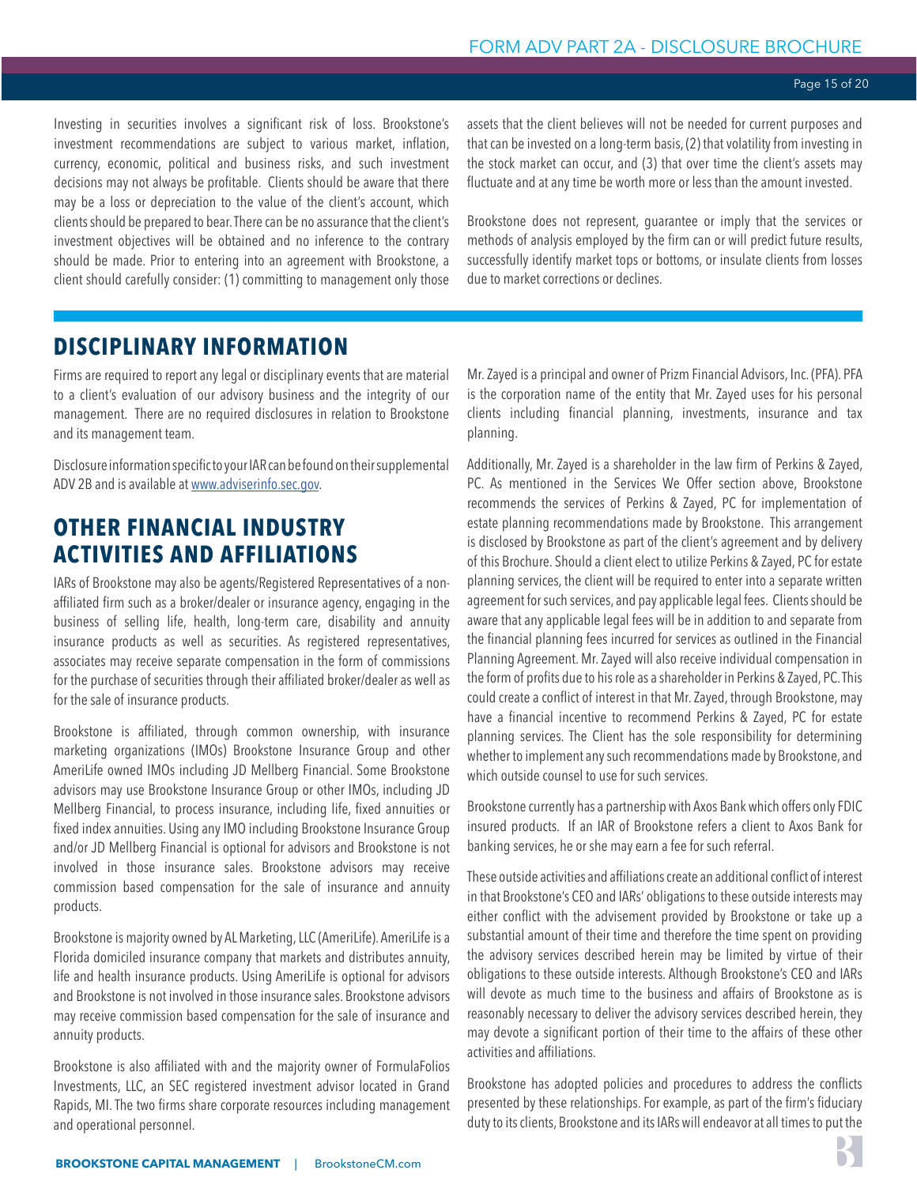Investing in securities involves a significant risk of loss. Brookstone's investment recommendations are subject to various market, inflation, currency, economic, political and business risks, and such investment decisions may not always be profitable. Clients should be aware that there may be a loss or depreciation to the value of the client's account, which clients should be prepared to bear. There can be no assurance that the client's investment objectives will be obtained and no inference to the contrary should be made. Prior to entering into an agreement with Brookstone, a client should carefully consider: (1) committing to management only those assets that the client believes will not be needed for current purposes and that can be invested on a long-term basis, (2) that volatility from investing in the stock market can occur, and (3) that over time the client's assets may fluctuate and at any time be worth more or less than the amount invested.

Brookstone does not represent, guarantee or imply that the services or methods of analysis employed by the firm can or will predict future results, successfully identify market tops or bottoms, or insulate clients from losses due to market corrections or declines.

## DISCIPLINARY INFORMATION

Firms are required to report any legal or disciplinary events that are material to a client's evaluation of our advisory business and the integrity of our management. There are no required disclosures in relation to Brookstone and its management team.

Disclosure information specific to your IAR can be found on their supplemental ADV 2B and is available at www.adviserinfo.sec.gov.

## OTHER FINANCIAL INDUSTRY ACTIVITIES AND AFFILIATIONS

IARs of Brookstone may also be agents/Registered Representatives of a non-affiliated firm such as a broker/dealer or insurance agency, engaging in the business of selling life, health, long-term care, disability and annuity insurance products as well as securities. As registered representatives, associates may receive separate compensation in the form of commissions for the purchase of securities through their affiliated broker/dealer as well as for the sale of insurance products.

Brookstone is affiliated, through common ownership, with insurance marketing organizations (IMOs) Brookstone Insurance Group and other AmeriLife owned IMOs including JD Mellberg Financial. Some Brookstone advisors may use Brookstone Insurance Group or other IMOs, including JD Mellberg Financial, to process insurance, including life, fixed annuities or fixed index annuities. Using any IMO including Brookstone Insurance Group and/or JD Mellberg Financial is optional for advisors and Brookstone is not involved in those insurance sales. Brookstone advisors may receive commission based compensation for the sale of insurance and annuity products.

Brookstone is majority owned by AL Marketing, LLC (AmeriLife). AmeriLife is a Florida domiciled insurance company that markets and distributes annuity, life and health insurance products. Using AmeriLife is optional for advisors and Brookstone is not involved in those insurance sales. Brookstone advisors may receive commission based compensation for the sale of insurance and annuity products.

Brookstone is also affiliated with and the majority owner of FormulaFolios Investments, LLC, an SEC registered investment advisor located in Grand Rapids, MI. The two firms share corporate resources including management and operational personnel.

Mr. Zayed is a principal and owner of Prizm Financial Advisors, Inc. (PFA). PFA is the corporation name of the entity that Mr. Zayed uses for his personal clients including financial planning, investments, insurance and tax planning.

Additionally, Mr. Zayed is a shareholder in the law firm of Perkins & Zayed, PC. As mentioned in the Services We Offer section above, Brookstone recommends the services of Perkins & Zayed, PC for implementation of estate planning recommendations made by Brookstone. This arrangement is disclosed by Brookstone as part of the client's agreement and by delivery of this Brochure. Should a client elect to utilize Perkins & Zayed, PC for estate planning services, the client will be required to enter into a separate written agreement for such services, and pay applicable legal fees. Clients should be aware that any applicable legal fees will be in addition to and separate from the financial planning fees incurred for services as outlined in the Financial Planning Agreement. Mr. Zayed will also receive individual compensation in the form of profits due to his role as a shareholder in Perkins & Zayed, PC. This could create a conflict of interest in that Mr. Zayed, through Brookstone, may have a financial incentive to recommend Perkins & Zayed, PC for estate planning services. The Client has the sole responsibility for determining whether to implement any such recommendations made by Brookstone, and which outside counsel to use for such services.

Brookstone currently has a partnership with Axos Bank which offers only FDIC insured products. If an IAR of Brookstone refers a client to Axos Bank for banking services, he or she may earn a fee for such referral.

These outside activities and affiliations create an additional conflict of interest in that Brookstone's CEO and IARs' obligations to these outside interests may either conflict with the advisement provided by Brookstone or take up a substantial amount of their time and therefore the time spent on providing the advisory services described herein may be limited by virtue of their obligations to these outside interests. Although Brookstone's CEO and IARs will devote as much time to the business and affairs of Brookstone as is reasonably necessary to deliver the advisory services described herein, they may devote a significant portion of their time to the affairs of these other activities and affiliations.

Brookstone has adopted policies and procedures to address the conflicts presented by these relationships. For example, as part of the firm's fiduciary duty to its clients, Brookstone and its IARs will endeavor at all times to put the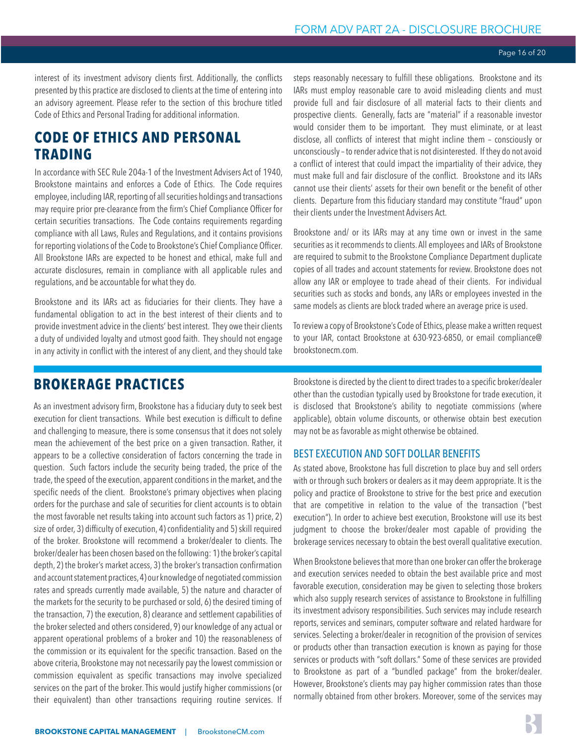interest of its investment advisory clients first. Additionally, the conflicts presented by this practice are disclosed to clients at the time of entering into an advisory agreement. Please refer to the section of this brochure titled Code of Ethics and Personal Trading for additional information.

## CODE OF ETHICS AND PERSONAL TRADING

In accordance with SEC Rule 204a-1 of the Investment Advisers Act of 1940, Brookstone maintains and enforces a Code of Ethics. The Code requires employee, including IAR, reporting of all securities holdings and transactions may require prior pre-clearance from the firm's Chief Compliance Officer for certain securities transactions. The Code contains requirements regarding compliance with all Laws, Rules and Regulations, and it contains provisions for reporting violations of the Code to Brookstone's Chief Compliance Officer. All Brookstone IARs are expected to be honest and ethical, make full and accurate disclosures, remain in compliance with all applicable rules and regulations, and be accountable for what they do.

Brookstone and its IARs act as fiduciaries for their clients. They have a fundamental obligation to act in the best interest of their clients and to provide investment advice in the clients' best interest. They owe their clients a duty of undivided loyalty and utmost good faith. They should not engage in any activity in conflict with the interest of any client, and they should take steps reasonably necessary to fulfill these obligations. Brookstone and its IARs must employ reasonable care to avoid misleading clients and must provide full and fair disclosure of all material facts to their clients and prospective clients. Generally, facts are "material" if a reasonable investor would consider them to be important. They must eliminate, or at least disclose, all conflicts of interest that might incline them – consciously or unconsciously – to render advice that is not disinterested. If they do not avoid a conflict of interest that could impact the impartiality of their advice, they must make full and fair disclosure of the conflict. Brookstone and its IARs cannot use their clients' assets for their own benefit or the benefit of other clients. Departure from this fiduciary standard may constitute "fraud" upon their clients under the Investment Advisers Act.

Brookstone and/ or its IARs may at any time own or invest in the same securities as it recommends to clients. All employees and IARs of Brookstone are required to submit to the Brookstone Compliance Department duplicate copies of all trades and account statements for review. Brookstone does not allow any IAR or employee to trade ahead of their clients. For individual securities such as stocks and bonds, any IARs or employees invested in the same models as clients are block traded where an average price is used.

To review a copy of Brookstone's Code of Ethics, please make a written request to your IAR, contact Brookstone at 630-923-6850, or email compliance@brookstonecm.com.

## BROKERAGE PRACTICES

As an investment advisory firm, Brookstone has a fiduciary duty to seek best execution for client transactions. While best execution is difficult to define and challenging to measure, there is some consensus that it does not solely mean the achievement of the best price on a given transaction. Rather, it appears to be a collective consideration of factors concerning the trade in question. Such factors include the security being traded, the price of the trade, the speed of the execution, apparent conditions in the market, and the specific needs of the client. Brookstone's primary objectives when placing orders for the purchase and sale of securities for client accounts is to obtain the most favorable net results taking into account such factors as 1) price, 2) size of order, 3) difficulty of execution, 4) confidentiality and 5) skill required of the broker. Brookstone will recommend a broker/dealer to clients. The broker/dealer has been chosen based on the following: 1) the broker's capital depth, 2) the broker's market access, 3) the broker's transaction confirmation and account statement practices, 4) our knowledge of negotiated commission rates and spreads currently made available, 5) the nature and character of the markets for the security to be purchased or sold, 6) the desired timing of the transaction, 7) the execution, 8) clearance and settlement capabilities of the broker selected and others considered, 9) our knowledge of any actual or apparent operational problems of a broker and 10) the reasonableness of the commission or its equivalent for the specific transaction. Based on the above criteria, Brookstone may not necessarily pay the lowest commission or commission equivalent as specific transactions may involve specialized services on the part of the broker. This would justify higher commissions (or their equivalent) than other transactions requiring routine services. If Brookstone is directed by the client to direct trades to a specific broker/dealer other than the custodian typically used by Brookstone for trade execution, it is disclosed that Brookstone's ability to negotiate commissions (where applicable), obtain volume discounts, or otherwise obtain best execution may not be as favorable as might otherwise be obtained.

### BEST EXECUTION AND SOFT DOLLAR BENEFITS

As stated above, Brookstone has full discretion to place buy and sell orders with or through such brokers or dealers as it may deem appropriate. It is the policy and practice of Brookstone to strive for the best price and execution that are competitive in relation to the value of the transaction ("best execution"). In order to achieve best execution, Brookstone will use its best judgment to choose the broker/dealer most capable of providing the brokerage services necessary to obtain the best overall qualitative execution.

When Brookstone believes that more than one broker can offer the brokerage and execution services needed to obtain the best available price and most favorable execution, consideration may be given to selecting those brokers which also supply research services of assistance to Brookstone in fulfilling its investment advisory responsibilities. Such services may include research reports, services and seminars, computer software and related hardware for services. Selecting a broker/dealer in recognition of the provision of services or products other than transaction execution is known as paying for those services or products with "soft dollars." Some of these services are provided to Brookstone as part of a "bundled package" from the broker/dealer. However, Brookstone's clients may pay higher commission rates than those normally obtained from other brokers. Moreover, some of the services may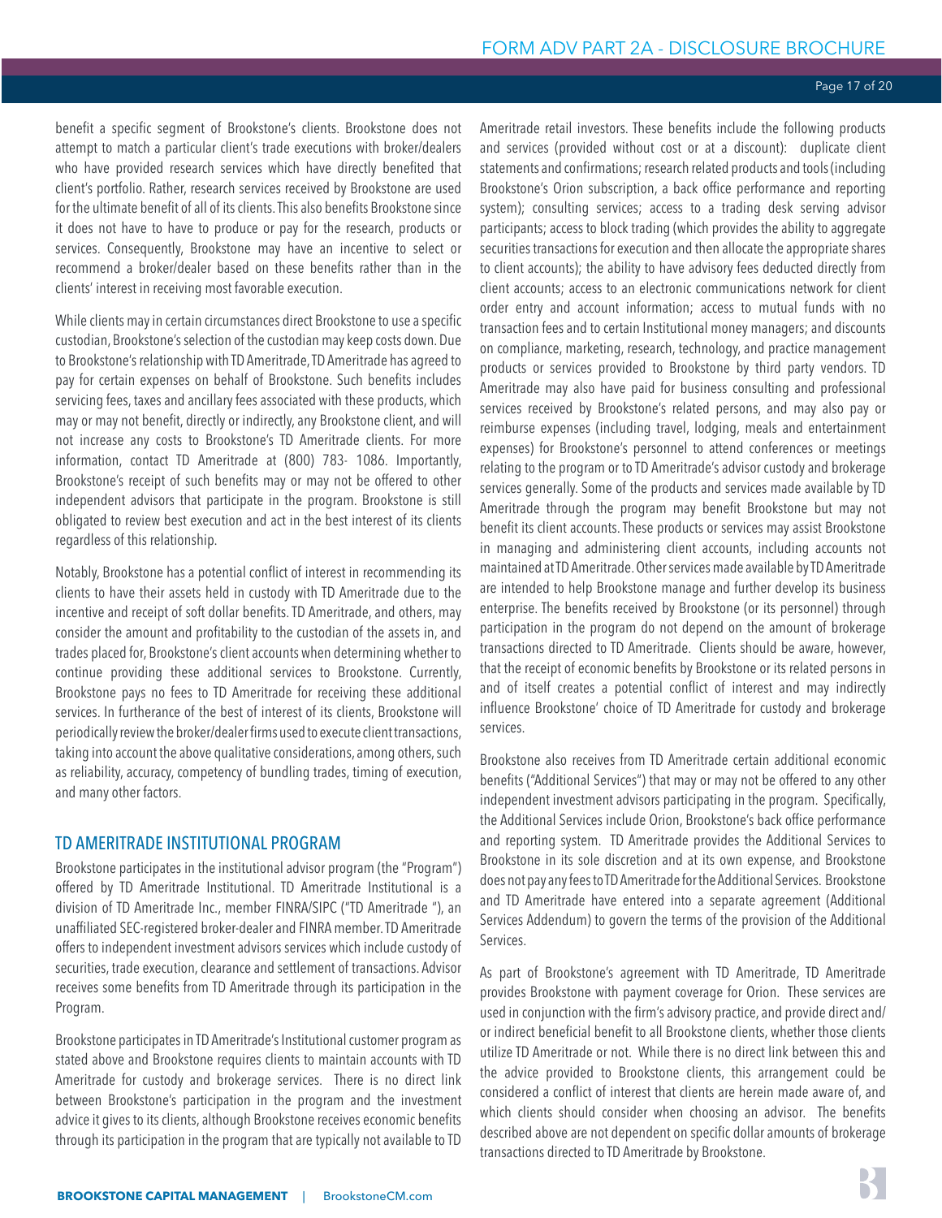benefit a specific segment of Brookstone's clients. Brookstone does not attempt to match a particular client's trade executions with broker/dealers who have provided research services which have directly benefited that client's portfolio. Rather, research services received by Brookstone are used for the ultimate benefit of all of its clients. This also benefits Brookstone since it does not have to have to produce or pay for the research, products or services. Consequently, Brookstone may have an incentive to select or recommend a broker/dealer based on these benefits rather than in the clients' interest in receiving most favorable execution.

While clients may in certain circumstances direct Brookstone to use a specific custodian, Brookstone's selection of the custodian may keep costs down. Due to Brookstone's relationship with TD Ameritrade, TD Ameritrade has agreed to pay for certain expenses on behalf of Brookstone. Such benefits includes servicing fees, taxes and ancillary fees associated with these products, which may or may not benefit, directly or indirectly, any Brookstone client, and will not increase any costs to Brookstone's TD Ameritrade clients. For more information, contact TD Ameritrade at (800) 783- 1086. Importantly, Brookstone's receipt of such benefits may or may not be offered to other independent advisors that participate in the program. Brookstone is still obligated to review best execution and act in the best interest of its clients regardless of this relationship.

Notably, Brookstone has a potential conflict of interest in recommending its clients to have their assets held in custody with TD Ameritrade due to the incentive and receipt of soft dollar benefits. TD Ameritrade, and others, may consider the amount and profitability to the custodian of the assets in, and trades placed for, Brookstone's client accounts when determining whether to continue providing these additional services to Brookstone. Currently, Brookstone pays no fees to TD Ameritrade for receiving these additional services. In furtherance of the best of interest of its clients, Brookstone will periodically review the broker/dealer firms used to execute client transactions, taking into account the above qualitative considerations, among others, such as reliability, accuracy, competency of bundling trades, timing of execution, and many other factors.

## TD AMERITRADE INSTITUTIONAL PROGRAM

Brookstone participates in the institutional advisor program (the "Program") offered by TD Ameritrade Institutional. TD Ameritrade Institutional is a division of TD Ameritrade Inc., member FINRA/SIPC ("TD Ameritrade "), an unaffiliated SEC-registered broker-dealer and FINRA member. TD Ameritrade offers to independent investment advisors services which include custody of securities, trade execution, clearance and settlement of transactions. Advisor receives some benefits from TD Ameritrade through its participation in the Program.

Brookstone participates in TD Ameritrade's Institutional customer program as stated above and Brookstone requires clients to maintain accounts with TD Ameritrade for custody and brokerage services. There is no direct link between Brookstone's participation in the program and the investment advice it gives to its clients, although Brookstone receives economic benefits through its participation in the program that are typically not available to TD Ameritrade retail investors. These benefits include the following products and services (provided without cost or at a discount): duplicate client statements and confirmations; research related products and tools (including Brookstone's Orion subscription, a back office performance and reporting system); consulting services; access to a trading desk serving advisor participants; access to block trading (which provides the ability to aggregate securities transactions for execution and then allocate the appropriate shares to client accounts); the ability to have advisory fees deducted directly from client accounts; access to an electronic communications network for client order entry and account information; access to mutual funds with no transaction fees and to certain Institutional money managers; and discounts on compliance, marketing, research, technology, and practice management products or services provided to Brookstone by third party vendors. TD Ameritrade may also have paid for business consulting and professional services received by Brookstone's related persons, and may also pay or reimburse expenses (including travel, lodging, meals and entertainment expenses) for Brookstone's personnel to attend conferences or meetings relating to the program or to TD Ameritrade's advisor custody and brokerage services generally. Some of the products and services made available by TD Ameritrade through the program may benefit Brookstone but may not benefit its client accounts. These products or services may assist Brookstone in managing and administering client accounts, including accounts not maintained at TD Ameritrade. Other services made available by TD Ameritrade are intended to help Brookstone manage and further develop its business enterprise. The benefits received by Brookstone (or its personnel) through participation in the program do not depend on the amount of brokerage transactions directed to TD Ameritrade. Clients should be aware, however, that the receipt of economic benefits by Brookstone or its related persons in and of itself creates a potential conflict of interest and may indirectly influence Brookstone' choice of TD Ameritrade for custody and brokerage services.

Brookstone also receives from TD Ameritrade certain additional economic benefits ("Additional Services") that may or may not be offered to any other independent investment advisors participating in the program. Specifically, the Additional Services include Orion, Brookstone's back office performance and reporting system. TD Ameritrade provides the Additional Services to Brookstone in its sole discretion and at its own expense, and Brookstone does not pay any fees to TD Ameritrade for the Additional Services. Brookstone and TD Ameritrade have entered into a separate agreement (Additional Services Addendum) to govern the terms of the provision of the Additional Services.

As part of Brookstone's agreement with TD Ameritrade, TD Ameritrade provides Brookstone with payment coverage for Orion. These services are used in conjunction with the firm's advisory practice, and provide direct and/or indirect beneficial benefit to all Brookstone clients, whether those clients utilize TD Ameritrade or not. While there is no direct link between this and the advice provided to Brookstone clients, this arrangement could be considered a conflict of interest that clients are herein made aware of, and which clients should consider when choosing an advisor. The benefits described above are not dependent on specific dollar amounts of brokerage transactions directed to TD Ameritrade by Brookstone.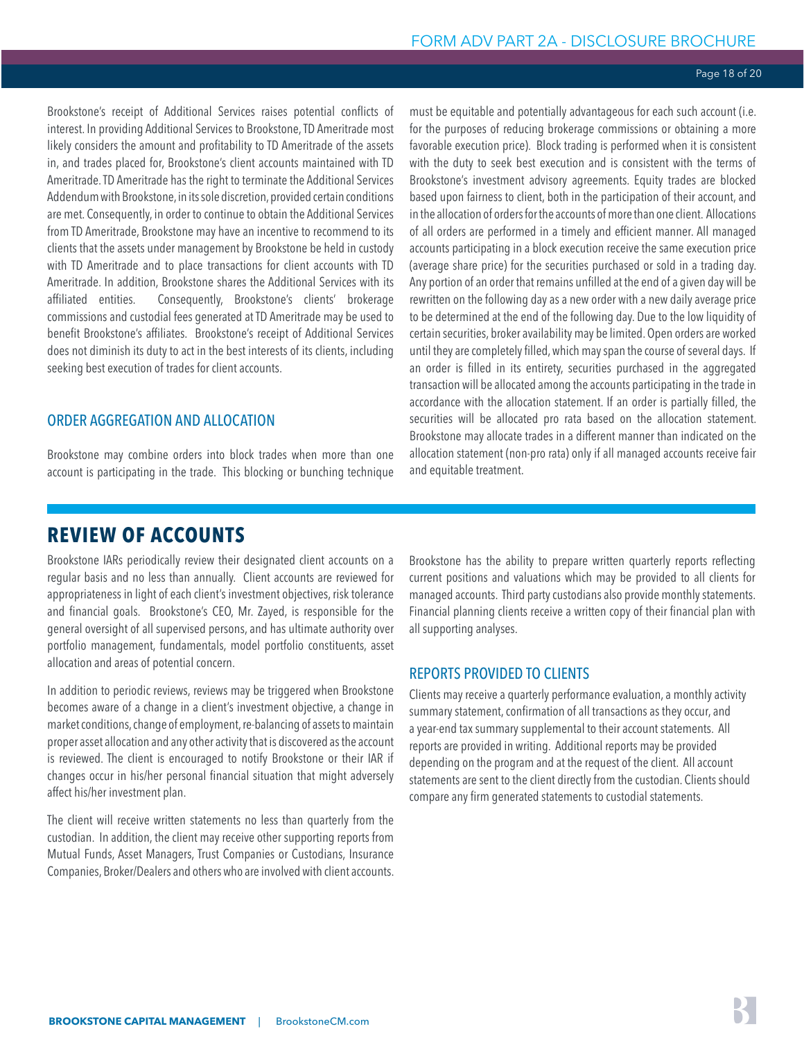Brookstone's receipt of Additional Services raises potential conflicts of interest. In providing Additional Services to Brookstone, TD Ameritrade most likely considers the amount and profitability to TD Ameritrade of the assets in, and trades placed for, Brookstone's client accounts maintained with TD Ameritrade. TD Ameritrade has the right to terminate the Additional Services Addendum with Brookstone, in its sole discretion, provided certain conditions are met. Consequently, in order to continue to obtain the Additional Services from TD Ameritrade, Brookstone may have an incentive to recommend to its clients that the assets under management by Brookstone be held in custody with TD Ameritrade and to place transactions for client accounts with TD Ameritrade. In addition, Brookstone shares the Additional Services with its affiliated entities. Consequently, Brookstone's clients' brokerage commissions and custodial fees generated at TD Ameritrade may be used to benefit Brookstone's affiliates. Brookstone's receipt of Additional Services does not diminish its duty to act in the best interests of its clients, including seeking best execution of trades for client accounts.

### ORDER AGGREGATION AND ALLOCATION

Brookstone may combine orders into block trades when more than one account is participating in the trade. This blocking or bunching technique must be equitable and potentially advantageous for each such account (i.e. for the purposes of reducing brokerage commissions or obtaining a more favorable execution price). Block trading is performed when it is consistent with the duty to seek best execution and is consistent with the terms of Brookstone's investment advisory agreements. Equity trades are blocked based upon fairness to client, both in the participation of their account, and in the allocation of orders for the accounts of more than one client. Allocations of all orders are performed in a timely and efficient manner. All managed accounts participating in a block execution receive the same execution price (average share price) for the securities purchased or sold in a trading day. Any portion of an order that remains unfilled at the end of a given day will be rewritten on the following day as a new order with a new daily average price to be determined at the end of the following day. Due to the low liquidity of certain securities, broker availability may be limited. Open orders are worked until they are completely filled, which may span the course of several days. If an order is filled in its entirety, securities purchased in the aggregated transaction will be allocated among the accounts participating in the trade in accordance with the allocation statement. If an order is partially filled, the securities will be allocated pro rata based on the allocation statement. Brookstone may allocate trades in a different manner than indicated on the allocation statement (non-pro rata) only if all managed accounts receive fair and equitable treatment.

## REVIEW OF ACCOUNTS

Brookstone IARs periodically review their designated client accounts on a regular basis and no less than annually. Client accounts are reviewed for appropriateness in light of each client's investment objectives, risk tolerance and financial goals. Brookstone's CEO, Mr. Zayed, is responsible for the general oversight of all supervised persons, and has ultimate authority over portfolio management, fundamentals, model portfolio constituents, asset allocation and areas of potential concern.

In addition to periodic reviews, reviews may be triggered when Brookstone becomes aware of a change in a client's investment objective, a change in market conditions, change of employment, re-balancing of assets to maintain proper asset allocation and any other activity that is discovered as the account is reviewed. The client is encouraged to notify Brookstone or their IAR if changes occur in his/her personal financial situation that might adversely affect his/her investment plan.

The client will receive written statements no less than quarterly from the custodian. In addition, the client may receive other supporting reports from Mutual Funds, Asset Managers, Trust Companies or Custodians, Insurance Companies, Broker/Dealers and others who are involved with client accounts.

Brookstone has the ability to prepare written quarterly reports reflecting current positions and valuations which may be provided to all clients for managed accounts. Third party custodians also provide monthly statements. Financial planning clients receive a written copy of their financial plan with all supporting analyses.

### REPORTS PROVIDED TO CLIENTS

Clients may receive a quarterly performance evaluation, a monthly activity summary statement, confirmation of all transactions as they occur, and a year-end tax summary supplemental to their account statements. All reports are provided in writing. Additional reports may be provided depending on the program and at the request of the client. All account statements are sent to the client directly from the custodian. Clients should compare any firm generated statements to custodial statements.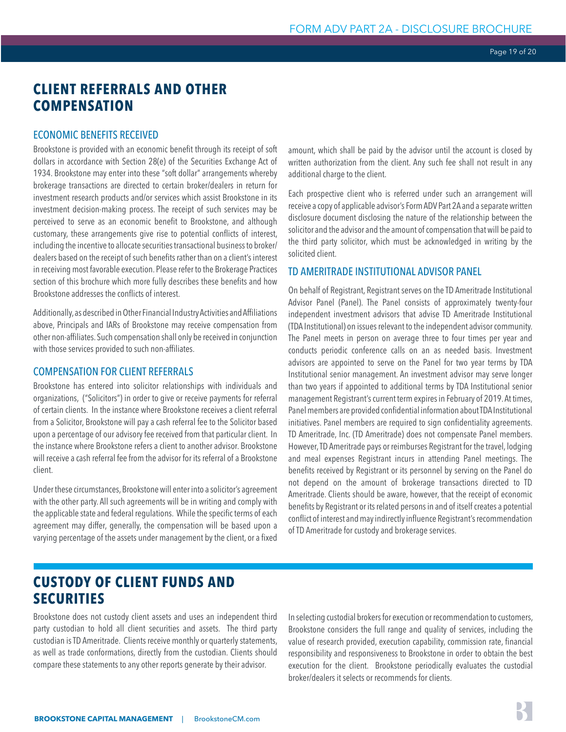# CLIENT REFERRALS AND OTHER COMPENSATION

## ECONOMIC BENEFITS RECEIVED

Brookstone is provided with an economic benefit through its receipt of soft dollars in accordance with Section 28(e) of the Securities Exchange Act of 1934. Brookstone may enter into these "soft dollar" arrangements whereby brokerage transactions are directed to certain broker/dealers in return for investment research products and/or services which assist Brookstone in its investment decision-making process. The receipt of such services may be perceived to serve as an economic benefit to Brookstone, and although customary, these arrangements give rise to potential conflicts of interest, including the incentive to allocate securities transactional business to broker/dealers based on the receipt of such benefits rather than on a client's interest in receiving most favorable execution. Please refer to the Brokerage Practices section of this brochure which more fully describes these benefits and how Brookstone addresses the conflicts of interest.

Additionally, as described in Other Financial Industry Activities and Affiliations above, Principals and IARs of Brookstone may receive compensation from other non-affiliates. Such compensation shall only be received in conjunction with those services provided to such non-affiliates.

## COMPENSATION FOR CLIENT REFERRALS

Brookstone has entered into solicitor relationships with individuals and organizations, ("Solicitors") in order to give or receive payments for referral of certain clients. In the instance where Brookstone receives a client referral from a Solicitor, Brookstone will pay a cash referral fee to the Solicitor based upon a percentage of our advisory fee received from that particular client. In the instance where Brookstone refers a client to another advisor. Brookstone will receive a cash referral fee from the advisor for its referral of a Brookstone client.

Under these circumstances, Brookstone will enter into a solicitor's agreement with the other party. All such agreements will be in writing and comply with the applicable state and federal regulations. While the specific terms of each agreement may differ, generally, the compensation will be based upon a varying percentage of the assets under management by the client, or a fixed amount, which shall be paid by the advisor until the account is closed by written authorization from the client. Any such fee shall not result in any additional charge to the client.

Each prospective client who is referred under such an arrangement will receive a copy of applicable advisor's Form ADV Part 2A and a separate written disclosure document disclosing the nature of the relationship between the solicitor and the advisor and the amount of compensation that will be paid to the third party solicitor, which must be acknowledged in writing by the solicited client.

## TD AMERITRADE INSTITUTIONAL ADVISOR PANEL

On behalf of Registrant, Registrant serves on the TD Ameritrade Institutional Advisor Panel (Panel). The Panel consists of approximately twenty-four independent investment advisors that advise TD Ameritrade Institutional (TDA Institutional) on issues relevant to the independent advisor community. The Panel meets in person on average three to four times per year and conducts periodic conference calls on an as needed basis. Investment advisors are appointed to serve on the Panel for two year terms by TDA Institutional senior management. An investment advisor may serve longer than two years if appointed to additional terms by TDA Institutional senior management Registrant's current term expires in February of 2019. At times, Panel members are provided confidential information about TDA Institutional initiatives. Panel members are required to sign confidentiality agreements. TD Ameritrade, Inc. (TD Ameritrade) does not compensate Panel members. However, TD Ameritrade pays or reimburses Registrant for the travel, lodging and meal expenses Registrant incurs in attending Panel meetings. The benefits received by Registrant or its personnel by serving on the Panel do not depend on the amount of brokerage transactions directed to TD Ameritrade. Clients should be aware, however, that the receipt of economic benefits by Registrant or its related persons in and of itself creates a potential conflict of interest and may indirectly influence Registrant's recommendation of TD Ameritrade for custody and brokerage services.

# CUSTODY OF CLIENT FUNDS AND SECURITIES

Brookstone does not custody client assets and uses an independent third party custodian to hold all client securities and assets. The third party custodian is TD Ameritrade. Clients receive monthly or quarterly statements, as well as trade conformations, directly from the custodian. Clients should compare these statements to any other reports generate by their advisor.

In selecting custodial brokers for execution or recommendation to customers, Brookstone considers the full range and quality of services, including the value of research provided, execution capability, commission rate, financial responsibility and responsiveness to Brookstone in order to obtain the best execution for the client. Brookstone periodically evaluates the custodial broker/dealers it selects or recommends for clients.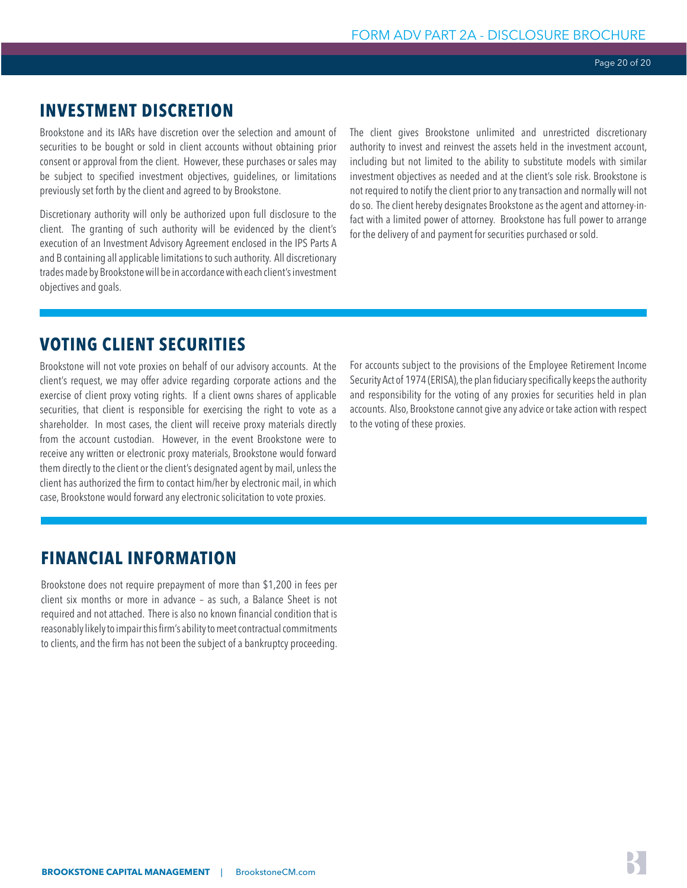## INVESTMENT DISCRETION

Brookstone and its IARs have discretion over the selection and amount of securities to be bought or sold in client accounts without obtaining prior consent or approval from the client. However, these purchases or sales may be subject to specified investment objectives, guidelines, or limitations previously set forth by the client and agreed to by Brookstone.

Discretionary authority will only be authorized upon full disclosure to the client. The granting of such authority will be evidenced by the client's execution of an Investment Advisory Agreement enclosed in the IPS Parts A and B containing all applicable limitations to such authority. All discretionary trades made by Brookstone will be in accordance with each client's investment objectives and goals.

The client gives Brookstone unlimited and unrestricted discretionary authority to invest and reinvest the assets held in the investment account, including but not limited to the ability to substitute models with similar investment objectives as needed and at the client's sole risk. Brookstone is not required to notify the client prior to any transaction and normally will not do so. The client hereby designates Brookstone as the agent and attorney-in-fact with a limited power of attorney. Brookstone has full power to arrange for the delivery of and payment for securities purchased or sold.

## VOTING CLIENT SECURITIES

Brookstone will not vote proxies on behalf of our advisory accounts. At the client's request, we may offer advice regarding corporate actions and the exercise of client proxy voting rights. If a client owns shares of applicable securities, that client is responsible for exercising the right to vote as a shareholder. In most cases, the client will receive proxy materials directly from the account custodian. However, in the event Brookstone were to receive any written or electronic proxy materials, Brookstone would forward them directly to the client or the client's designated agent by mail, unless the client has authorized the firm to contact him/her by electronic mail, in which case, Brookstone would forward any electronic solicitation to vote proxies.

For accounts subject to the provisions of the Employee Retirement Income Security Act of 1974 (ERISA), the plan fiduciary specifically keeps the authority and responsibility for the voting of any proxies for securities held in plan accounts. Also, Brookstone cannot give any advice or take action with respect to the voting of these proxies.

## FINANCIAL INFORMATION

Brookstone does not require prepayment of more than $1,200 in fees per client six months or more in advance – as such, a Balance Sheet is not required and not attached. There is also no known financial condition that is reasonably likely to impair this firm's ability to meet contractual commitments to clients, and the firm has not been the subject of a bankruptcy proceeding.